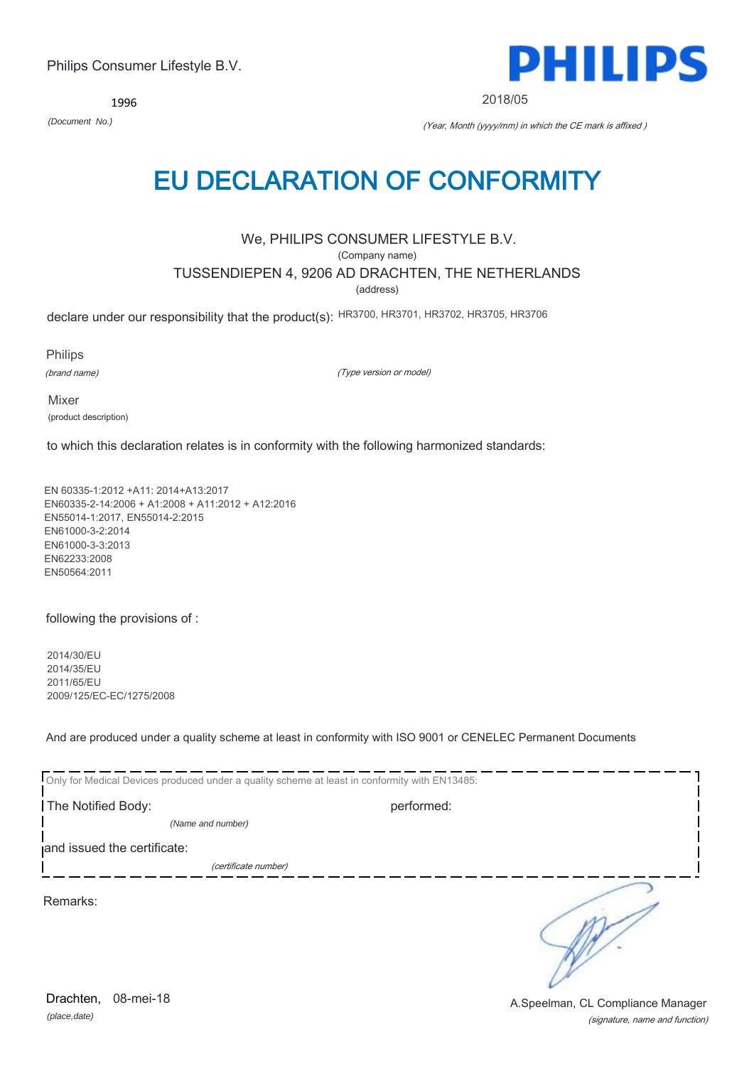Philips Consumer Lifestyle B.V.

**PHILIPS**

1996

*(Document No.)*

2018/05

*(Year, Month (yyyy/mm) in which the CE mark is affixed )*

# EU DECLARATION OF CONFORMITY

We, PHILIPS CONSUMER LIFESTYLE B.V.

(Company name)

TUSSENDIEPEN 4, 9206 AD DRACHTEN, THE NETHERLANDS

(address)

declare under our responsibility that the product(s): HR3700, HR3701, HR3702, HR3705, HR3706

Philips

*(brand name)*

*(Type version or model)*

Mixer

(product description)

to which this declaration relates is in conformity with the following harmonized standards:

EN 60335-1:2012 +A11: 2014+A13:2017
EN60335-2-14:2006 + A1:2008 + A11:2012 + A12:2016
EN55014-1:2017, EN55014-2:2015
EN61000-3-2:2014
EN61000-3-3:2013
EN62233:2008
EN50564:2011

following the provisions of :

2014/30/EU
2014/35/EU
2011/65/EU
2009/125/EC-EC/1275/2008

And are produced under a quality scheme at least in conformity with ISO 9001 or CENELEC Permanent Documents

Only for Medical Devices produced under a quality scheme at least in conformity with EN13485:

The Notified Body: performed:

*(Name and number)*

and issued the certificate:

*(certificate number)*

Remarks:

Drachten, 08-mei-18

*(place,date)*

A.Speelman, CL Compliance Manager

*(signature, name and function)*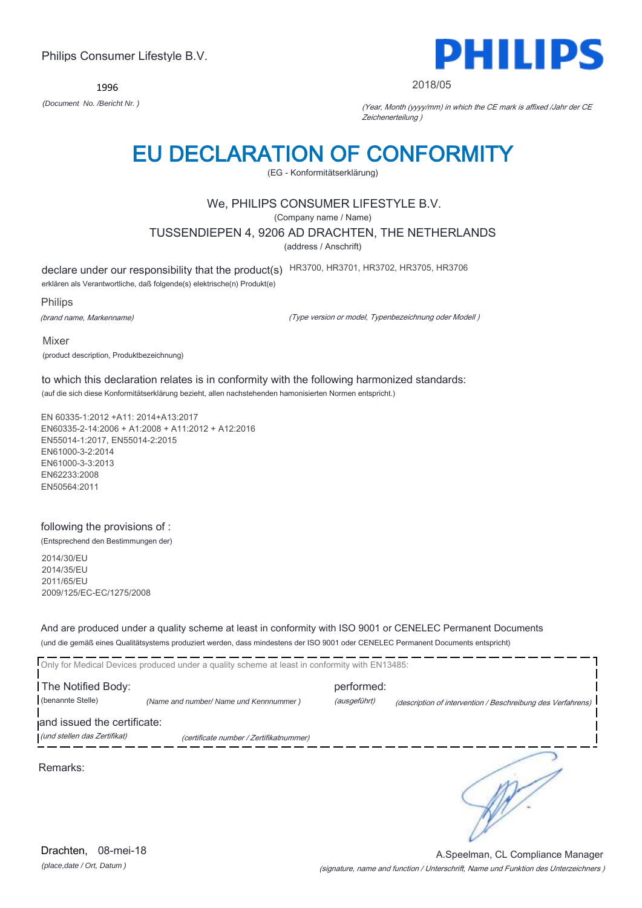Philips Consumer Lifestyle B.V.

**PHILIPS**

1996

*(Document No. /Bericht Nr. )*

2018/05

*(Year, Month (yyyy/mm) in which the CE mark is affixed /Jahr der CE Zeichenerteilung )*

# EU DECLARATION OF CONFORMITY

(EG - Konformitätserklärung)

We, PHILIPS CONSUMER LIFESTYLE B.V.

(Company name / Name)

TUSSENDIEPEN 4, 9206 AD DRACHTEN, THE NETHERLANDS

(address / Anschrift)

declare under our responsibility that the product(s) HR3700, HR3701, HR3702, HR3705, HR3706

erklären als Verantwortliche, daß folgende(s) elektrische(n) Produkt(e)

Philips

*(brand name, Markenname)*

*(Type version or model, Typenbezeichnung oder Modell )*

Mixer

(product description, Produktbezeichnung)

to which this declaration relates is in conformity with the following harmonized standards:

(auf die sich diese Konformitätserklärung bezieht, allen nachstehenden hamonisierten Normen entspricht.)

EN 60335-1:2012 +A11: 2014+A13:2017
EN60335-2-14:2006 + A1:2008 + A11:2012 + A12:2016
EN55014-1:2017, EN55014-2:2015
EN61000-3-2:2014
EN61000-3-3:2013
EN62233:2008
EN50564:2011

following the provisions of :

(Entsprechend den Bestimmungen der)

2014/30/EU
2014/35/EU
2011/65/EU
2009/125/EC-EC/1275/2008

And are produced under a quality scheme at least in conformity with ISO 9001 or CENELEC Permanent Documents

(und die gemäß eines Qualitätsystems produziert werden, dass mindestens der ISO 9001 oder CENELEC Permanent Documents entspricht)

Only for Medical Devices produced under a quality scheme at least in conformity with EN13485:

The Notified Body: (benannte Stelle) *(Name and number/ Name und Kennnummer )*

performed: *(ausgeführt)* *(description of intervention / Beschreibung des Verfahrens)*

and issued the certificate: *(und stellen das Zertifikat)* *(certificate number / Zertifikatnummer)*

Remarks:

Drachten, 08-mei-18

*(place,date / Ort, Datum )*

A.Speelman, CL Compliance Manager

*(signature, name and function / Unterschrift, Name und Funktion des Unterzeichners )*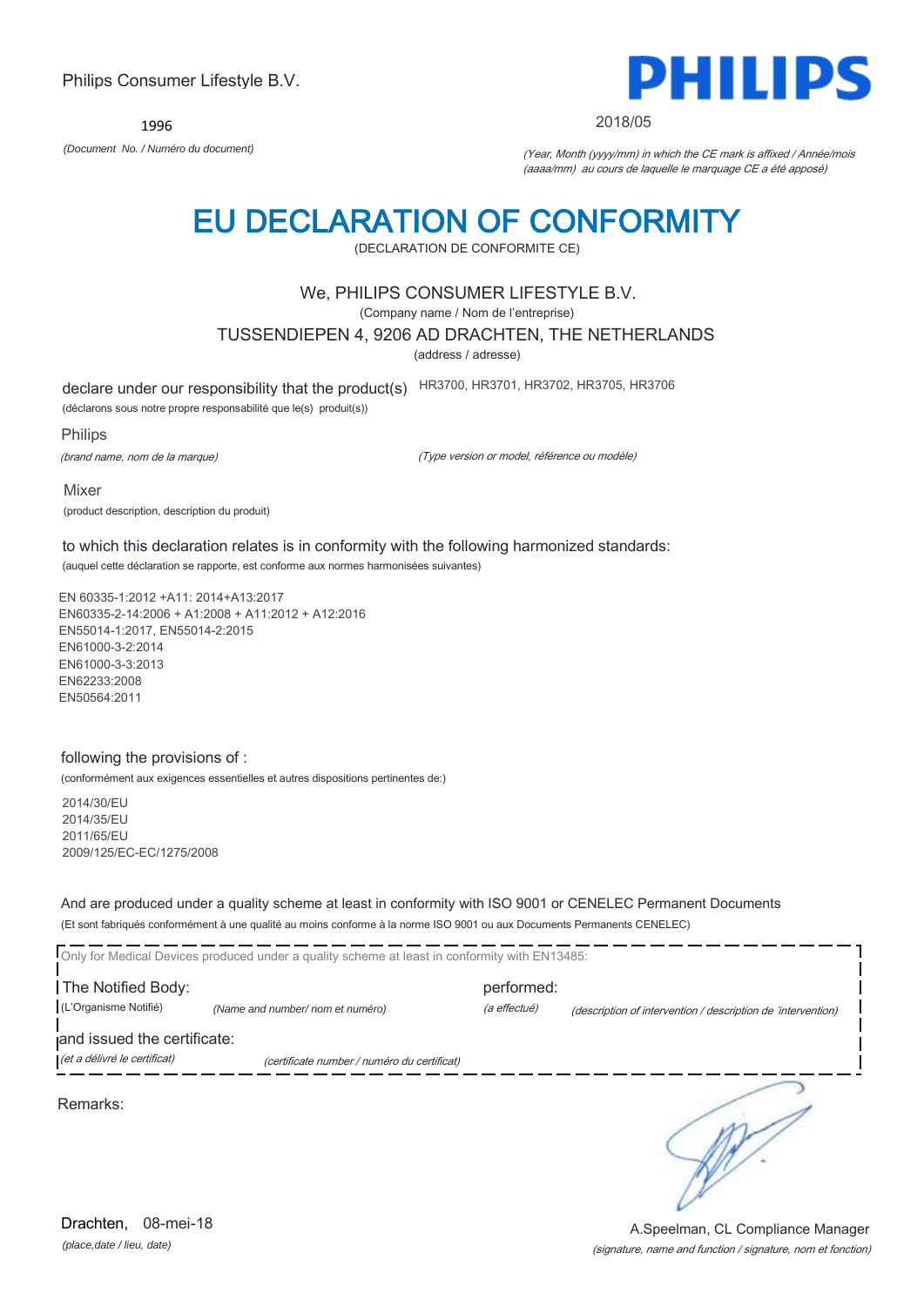Philips Consumer Lifestyle B.V.

1996

*(Document No. / Numéro du document)*

PHILIPS

2018/05

*(Year, Month (yyyy/mm) in which the CE mark is affixed / Année/mois (aaaa/mm) au cours de laquelle le marquage CE a été apposé)*

# EU DECLARATION OF CONFORMITY

(DECLARATION DE CONFORMITE CE)

We, PHILIPS CONSUMER LIFESTYLE B.V.

(Company name / Nom de l'entreprise)

TUSSENDIEPEN 4, 9206 AD DRACHTEN, THE NETHERLANDS

(address / adresse)

declare under our responsibility that the product(s) HR3700, HR3701, HR3702, HR3705, HR3706

(déclarons sous notre propre responsabilité que le(s) produit(s))

Philips

*(brand name, nom de la marque)*

*(Type version or model, référence ou modèle)*

Mixer

(product description, description du produit)

to which this declaration relates is in conformity with the following harmonized standards:

(auquel cette déclaration se rapporte, est conforme aux normes harmonisées suivantes)

EN 60335-1:2012 +A11: 2014+A13:2017
EN60335-2-14:2006 + A1:2008 + A11:2012 + A12:2016
EN55014-1:2017, EN55014-2:2015
EN61000-3-2:2014
EN61000-3-3:2013
EN62233:2008
EN50564:2011

following the provisions of :

(conformément aux exigences essentielles et autres dispositions pertinentes de:)

2014/30/EU
2014/35/EU
2011/65/EU
2009/125/EC-EC/1275/2008

And are produced under a quality scheme at least in conformity with ISO 9001 or CENELEC Permanent Documents

(Et sont fabriqués conformément à une qualité au moins conforme à la norme ISO 9001 ou aux Documents Permanents CENELEC)

Only for Medical Devices produced under a quality scheme at least in conformity with EN13485:

The Notified Body: performed:

(L'Organisme Notifié) *(Name and number/ nom et numéro)* *(a effectué)* *(description of intervention / description de 'intervention)*

and issued the certificate:

*(et a délivré le certificat)* *(certificate number / numéro du certificat)*

Remarks:

Drachten, 08-mei-18

*(place,date / lieu, date)*

A.Speelman, CL Compliance Manager

*(signature, name and function / signature, nom et fonction)*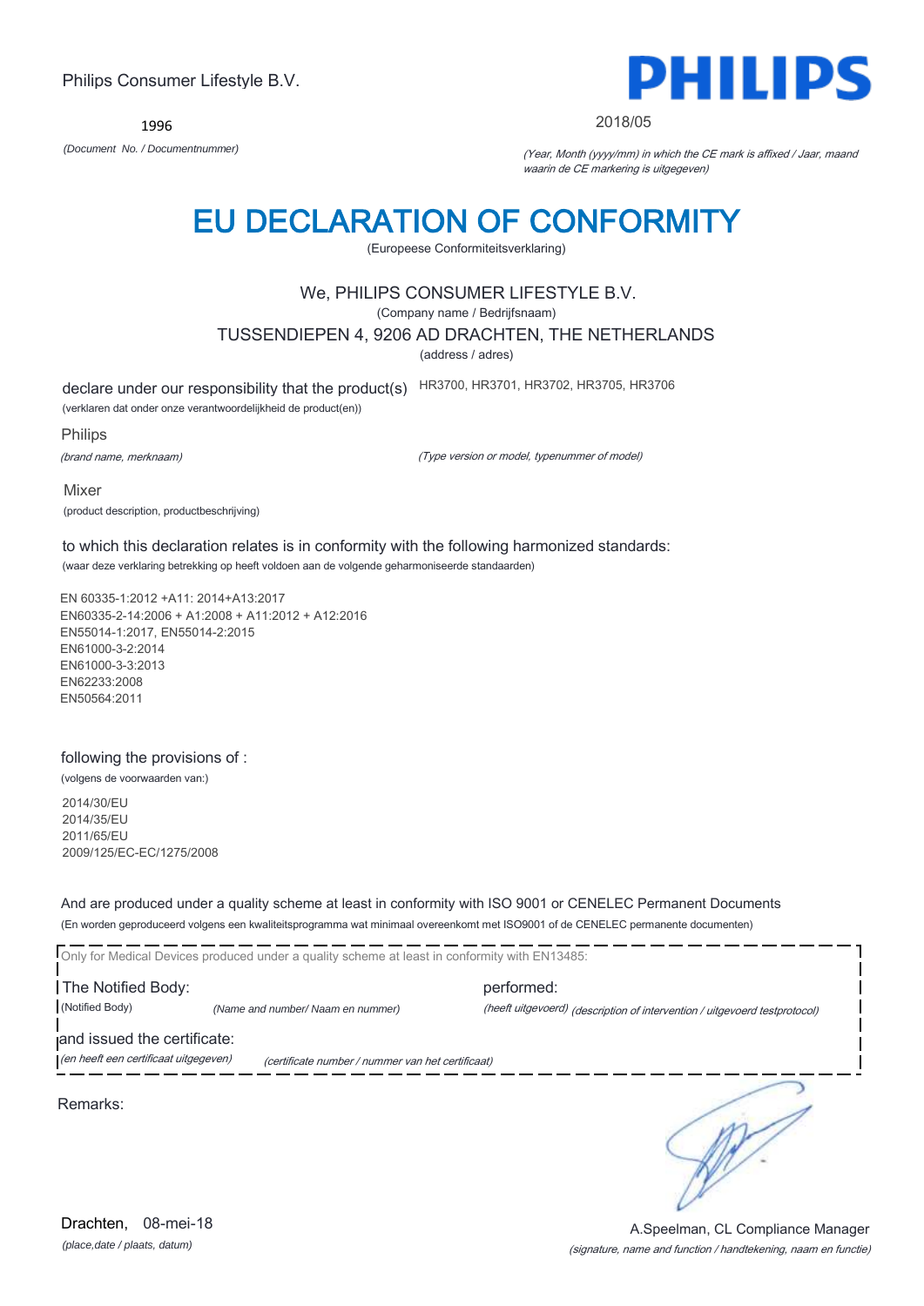Philips Consumer Lifestyle B.V.

1996

*(Document No. / Documentnummer)*

PHILIPS

2018/05

*(Year, Month (yyyy/mm) in which the CE mark is affixed / Jaar, maand waarin de CE markering is uitgegeven)*

# EU DECLARATION OF CONFORMITY

(Europeese Conformiteitsverklaring)

We, PHILIPS CONSUMER LIFESTYLE B.V.

(Company name / Bedrijfsnaam)

TUSSENDIEPEN 4, 9206 AD DRACHTEN, THE NETHERLANDS

(address / adres)

declare under our responsibility that the product(s) HR3700, HR3701, HR3702, HR3705, HR3706

(verklaren dat onder onze verantwoordelijkheid de product(en))

Philips

*(brand name, merknaam)*

*(Type version or model, typenummer of model)*

Mixer

(product description, productbeschrijving)

to which this declaration relates is in conformity with the following harmonized standards:

(waar deze verklaring betrekking op heeft voldoen aan de volgende geharmoniseerde standaarden)

EN 60335-1:2012 +A11: 2014+A13:2017
EN60335-2-14:2006 + A1:2008 + A11:2012 + A12:2016
EN55014-1:2017, EN55014-2:2015
EN61000-3-2:2014
EN61000-3-3:2013
EN62233:2008
EN50564:2011

following the provisions of :

(volgens de voorwaarden van:)

2014/30/EU
2014/35/EU
2011/65/EU
2009/125/EC-EC/1275/2008

And are produced under a quality scheme at least in conformity with ISO 9001 or CENELEC Permanent Documents

(En worden geproduceerd volgens een kwaliteitsprogramma wat minimaal overeenkomt met ISO9001 of de CENELEC permanente documenten)

Only for Medical Devices produced under a quality scheme at least in conformity with EN13485:

The Notified Body: performed:

(Notified Body) *(Name and number/ Naam en nummer)* *(heeft uitgevoerd) (description of intervention / uitgevoerd testprotocol)*

and issued the certificate:

*(en heeft een certificaat uitgegeven)* *(certificate number / nummer van het certificaat)*

Remarks:

Drachten, 08-mei-18

*(place,date / plaats, datum)*

A.Speelman, CL Compliance Manager

*(signature, name and function / handtekening, naam en functie)*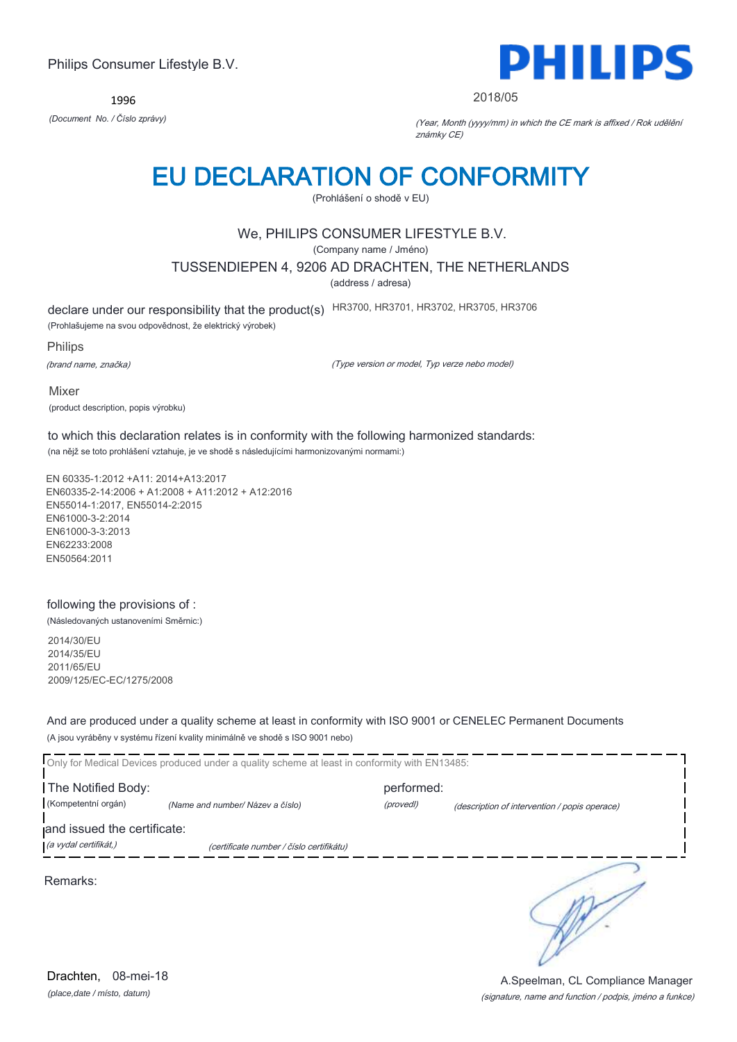Philips Consumer Lifestyle B.V.

**PHILIPS**

1996

*(Document No. / Číslo zprávy)*

2018/05

*(Year, Month (yyyy/mm) in which the CE mark is affixed / Rok udělění známky CE)*

# EU DECLARATION OF CONFORMITY

(Prohlášení o shodě v EU)

We, PHILIPS CONSUMER LIFESTYLE B.V.

(Company name / Jméno)

TUSSENDIEPEN 4, 9206 AD DRACHTEN, THE NETHERLANDS

(address / adresa)

declare under our responsibility that the product(s) HR3700, HR3701, HR3702, HR3705, HR3706

(Prohlašujeme na svou odpovědnost, že elektrický výrobek)

Philips

*(brand name, značka)*

*(Type version or model, Typ verze nebo model)*

Mixer

(product description, popis výrobku)

to which this declaration relates is in conformity with the following harmonized standards:

(na nějž se toto prohlášení vztahuje, je ve shodě s následujícími harmonizovanými normami:)

EN 60335-1:2012 +A11: 2014+A13:2017
EN60335-2-14:2006 + A1:2008 + A11:2012 + A12:2016
EN55014-1:2017, EN55014-2:2015
EN61000-3-2:2014
EN61000-3-3:2013
EN62233:2008
EN50564:2011

following the provisions of :

(Následovaných ustanoveními Směrnic:)

2014/30/EU
2014/35/EU
2011/65/EU
2009/125/EC-EC/1275/2008

And are produced under a quality scheme at least in conformity with ISO 9001 or CENELEC Permanent Documents

(A jsou vyráběny v systému řízení kvality minimálně ve shodě s ISO 9001 nebo)

Only for Medical Devices produced under a quality scheme at least in conformity with EN13485:

The Notified Body: performed:

(Kompetentní orgán) *(Name and number/ Název a číslo)* *(provedl)* *(description of intervention / popis operace)*

and issued the certificate:

*(a vydal certifikát,)* *(certificate number / číslo certifikátu)*

Remarks:

Drachten, 08-mei-18

*(place,date / místo, datum)*

A.Speelman, CL Compliance Manager

*(signature, name and function / podpis, jméno a funkce)*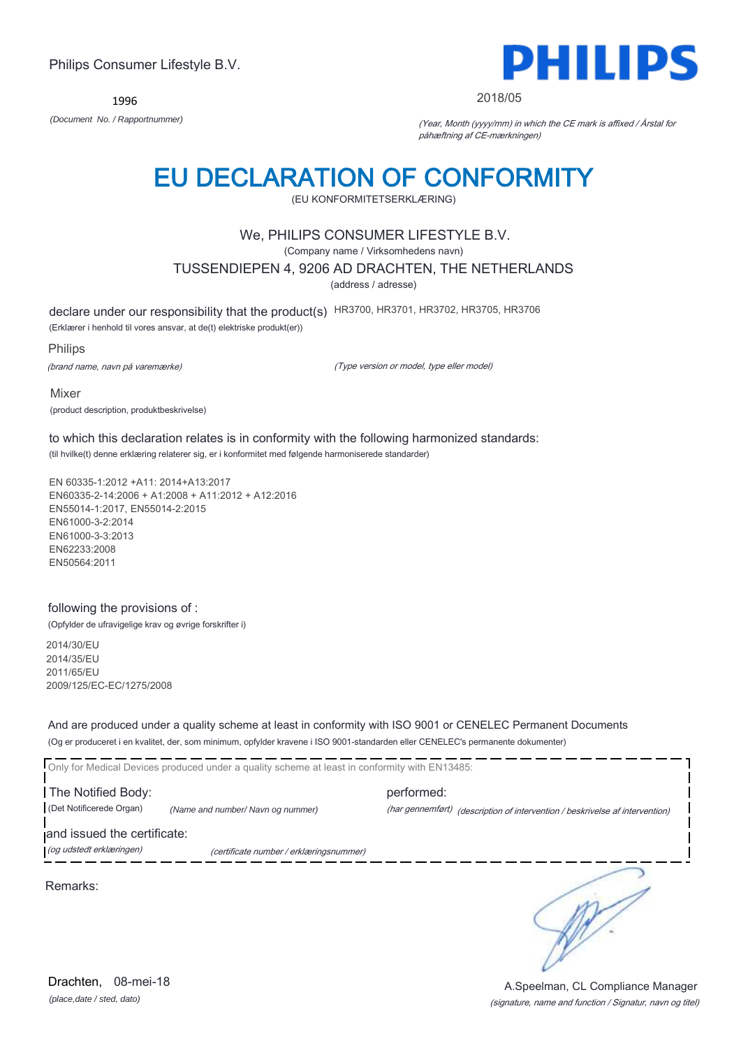Philips Consumer Lifestyle B.V.

PHILIPS

1996

*(Document No. / Rapportnummer)*

2018/05

*(Year, Month (yyyy/mm) in which the CE mark is affixed / Årstal for påhæftning af CE-mærkningen)*

# EU DECLARATION OF CONFORMITY

(EU KONFORMITETSERKLÆRING)

We, PHILIPS CONSUMER LIFESTYLE B.V.

(Company name / Virksomhedens navn)

TUSSENDIEPEN 4, 9206 AD DRACHTEN, THE NETHERLANDS

(address / adresse)

declare under our responsibility that the product(s) HR3700, HR3701, HR3702, HR3705, HR3706

(Erklærer i henhold til vores ansvar, at de(t) elektriske produkt(er))

Philips

*(brand name, navn på varemærke)*

*(Type version or model, type eller model)*

Mixer

(product description, produktbeskrivelse)

to which this declaration relates is in conformity with the following harmonized standards:

(til hvilke(t) denne erklæring relaterer sig, er i konformitet med følgende harmoniserede standarder)

EN 60335-1:2012 +A11: 2014+A13:2017
EN60335-2-14:2006 + A1:2008 + A11:2012 + A12:2016
EN55014-1:2017, EN55014-2:2015
EN61000-3-2:2014
EN61000-3-3:2013
EN62233:2008
EN50564:2011

following the provisions of :

(Opfylder de ufravigelige krav og øvrige forskrifter i)

2014/30/EU
2014/35/EU
2011/65/EU
2009/125/EC-EC/1275/2008

And are produced under a quality scheme at least in conformity with ISO 9001 or CENELEC Permanent Documents

(Og er produceret i en kvalitet, der, som minimum, opfylder kravene i ISO 9001-standarden eller CENELEC's permanente dokumenter)

Only for Medical Devices produced under a quality scheme at least in conformity with EN13485:

The Notified Body: performed:

(Det Notificerede Organ) *(Name and number/ Navn og nummer)* *(har gennemført)* *(description of intervention / beskrivelse af intervention)*

and issued the certificate:

*(og udstedt erklæringen)* *(certificate number / erklæringsnummer)*

Remarks:

Drachten, 08-mei-18

*(place,date / sted, dato)*

A.Speelman, CL Compliance Manager

*(signature, name and function / Signatur, navn og titel)*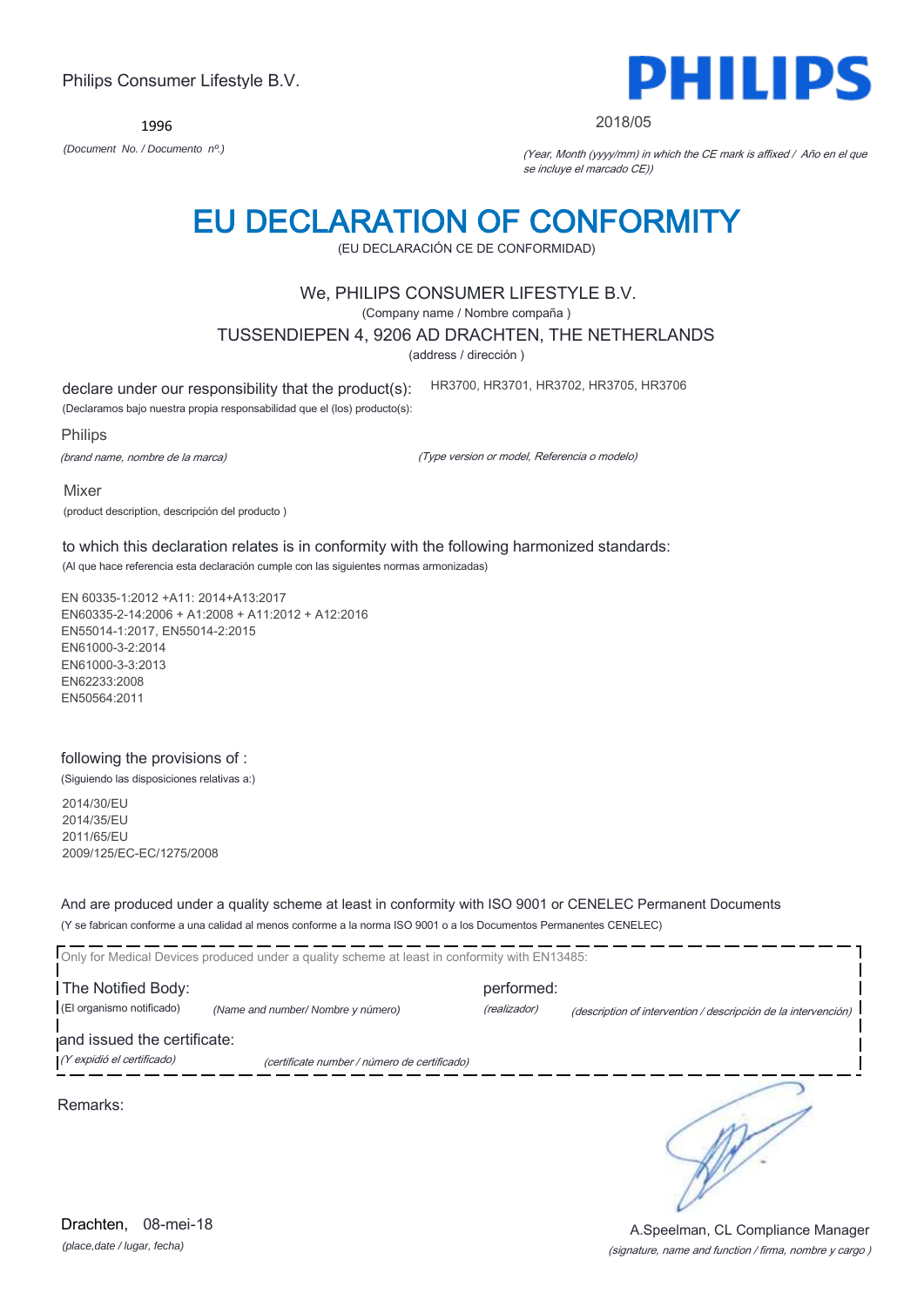Philips Consumer Lifestyle B.V.

1996

*(Document No. / Documento nº.)*

**PHILIPS**

2018/05

*(Year, Month (yyyy/mm) in which the CE mark is affixed / Año en el que se incluye el marcado CE))*

# EU DECLARATION OF CONFORMITY

(EU DECLARACIÓN CE DE CONFORMIDAD)

We, PHILIPS CONSUMER LIFESTYLE B.V.

(Company name / Nombre compaña )

TUSSENDIEPEN 4, 9206 AD DRACHTEN, THE NETHERLANDS

(address / dirección )

declare under our responsibility that the product(s): HR3700, HR3701, HR3702, HR3705, HR3706

(Declaramos bajo nuestra propia responsabilidad que el (los) producto(s):

Philips

*(brand name, nombre de la marca)*

*(Type version or model, Referencia o modelo)*

Mixer

(product description, descripción del producto )

to which this declaration relates is in conformity with the following harmonized standards:

(Al que hace referencia esta declaración cumple con las siguientes normas armonizadas)

EN 60335-1:2012 +A11: 2014+A13:2017
EN60335-2-14:2006 + A1:2008 + A11:2012 + A12:2016
EN55014-1:2017, EN55014-2:2015
EN61000-3-2:2014
EN61000-3-3:2013
EN62233:2008
EN50564:2011

following the provisions of :

(Siguiendo las disposiciones relativas a:)

2014/30/EU
2014/35/EU
2011/65/EU
2009/125/EC-EC/1275/2008

And are produced under a quality scheme at least in conformity with ISO 9001 or CENELEC Permanent Documents

(Y se fabrican conforme a una calidad al menos conforme a la norma ISO 9001 o a los Documentos Permanentes CENELEC)

Only for Medical Devices produced under a quality scheme at least in conformity with EN13485:

The Notified Body: performed:

(El organismo notificado) *(Name and number/ Nombre y número)* *(realizador)* *(description of intervention / descripción de la intervención)*

and issued the certificate:

*(Y expidió el certificado)* *(certificate number / número de certificado)*

Remarks:

Drachten, 08-mei-18

*(place,date / lugar, fecha)*

A.Speelman, CL Compliance Manager

*(signature, name and function / firma, nombre y cargo )*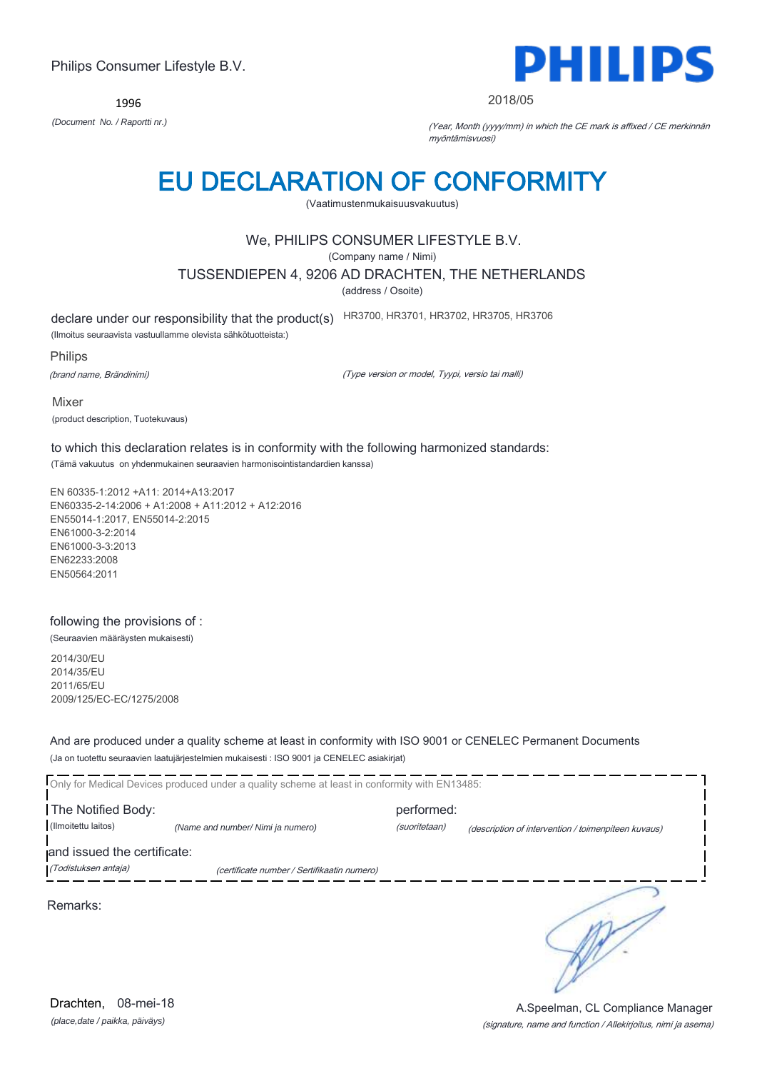Philips Consumer Lifestyle B.V.

**PHILIPS**

1996

*(Document No. / Raportti nr.)*

2018/05

*(Year, Month (yyyy/mm) in which the CE mark is affixed / CE merkinnän myöntämisvuosi)*

# EU DECLARATION OF CONFORMITY

(Vaatimustenmukaisuusvakuutus)

We, PHILIPS CONSUMER LIFESTYLE B.V.

(Company name / Nimi)

TUSSENDIEPEN 4, 9206 AD DRACHTEN, THE NETHERLANDS

(address / Osoite)

declare under our responsibility that the product(s) HR3700, HR3701, HR3702, HR3705, HR3706

(Ilmoitus seuraavista vastuullamme olevista sähkötuotteista:)

Philips

*(brand name, Brändinimi)*

*(Type version or model, Tyypi, versio tai malli)*

Mixer

(product description, Tuotekuvaus)

to which this declaration relates is in conformity with the following harmonized standards:

(Tämä vakuutus on yhdenmukainen seuraavien harmonisointistandardien kanssa)

EN 60335-1:2012 +A11: 2014+A13:2017
EN60335-2-14:2006 + A1:2008 + A11:2012 + A12:2016
EN55014-1:2017, EN55014-2:2015
EN61000-3-2:2014
EN61000-3-3:2013
EN62233:2008
EN50564:2011

following the provisions of :

(Seuraavien määräysten mukaisesti)

2014/30/EU
2014/35/EU
2011/65/EU
2009/125/EC-EC/1275/2008

And are produced under a quality scheme at least in conformity with ISO 9001 or CENELEC Permanent Documents

(Ja on tuotettu seuraavien laatujärjestelmien mukaisesti : ISO 9001 ja CENELEC asiakirjat)

Only for Medical Devices produced under a quality scheme at least in conformity with EN13485:

The Notified Body: (Ilmoitettu laitos) *(Name and number/ Nimi ja numero)*

performed: *(suoritetaan)* *(description of intervention / toimenpiteen kuvaus)*

and issued the certificate: *(Todistuksen antaja)* *(certificate number / Sertifikaatin numero)*

Remarks:

Drachten, 08-mei-18

*(place,date / paikka, päiväys)*

A.Speelman, CL Compliance Manager

*(signature, name and function / Allekirjoitus, nimi ja asema)*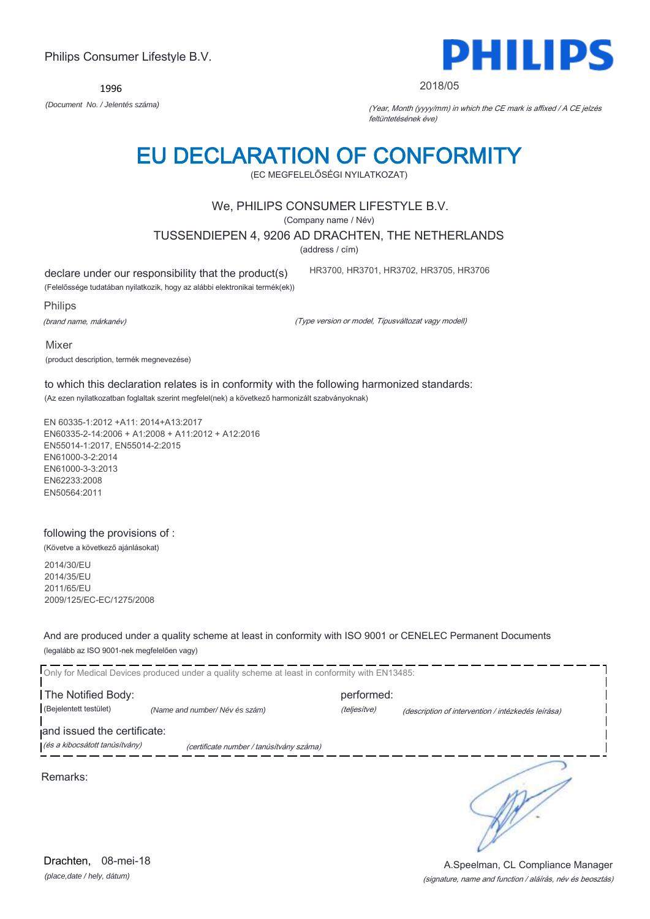Philips Consumer Lifestyle B.V.

1996

*(Document No. / Jelentés száma)*

2018/05

*(Year, Month (yyyy/mm) in which the CE mark is affixed / A CE jelzés feltüntetésének éve)*

# EU DECLARATION OF CONFORMITY

(EC MEGFELELŐSÉGI NYILATKOZAT)

We, PHILIPS CONSUMER LIFESTYLE B.V.

(Company name / Név)

TUSSENDIEPEN 4, 9206 AD DRACHTEN, THE NETHERLANDS

(address / cím)

declare under our responsibility that the product(s) HR3700, HR3701, HR3702, HR3705, HR3706

(Felelőssége tudatában nyilatkozik, hogy az alábbi elektronikai termék(ek))

Philips

*(brand name, márkanév)*

*(Type version or model, Típusváltozat vagy modell)*

Mixer

(product description, termék megnevezése)

to which this declaration relates is in conformity with the following harmonized standards:

(Az ezen nyilatkozatban foglaltak szerint megfelel(nek) a következő harmonizált szabványoknak)

EN 60335-1:2012 +A11: 2014+A13:2017
EN60335-2-14:2006 + A1:2008 + A11:2012 + A12:2016
EN55014-1:2017, EN55014-2:2015
EN61000-3-2:2014
EN61000-3-3:2013
EN62233:2008
EN50564:2011

following the provisions of :

(Követve a következő ajánlásokat)

2014/30/EU
2014/35/EU
2011/65/EU
2009/125/EC-EC/1275/2008

And are produced under a quality scheme at least in conformity with ISO 9001 or CENELEC Permanent Documents

(legalább az ISO 9001-nek megfelelően vagy)

Only for Medical Devices produced under a quality scheme at least in conformity with EN13485:

The Notified Body: (Bejelentett testület) *(Name and number/ Név és szám)*

performed: *(teljesítve)* *(description of intervention / intézkedés leírása)*

and issued the certificate: *(és a kibocsátott tanúsítvány)* *(certificate number / tanúsítvány száma)*

Remarks:

Drachten, 08-mei-18

*(place,date / hely, dátum)*

A.Speelman, CL Compliance Manager

*(signature, name and function / aláírás, név és beosztás)*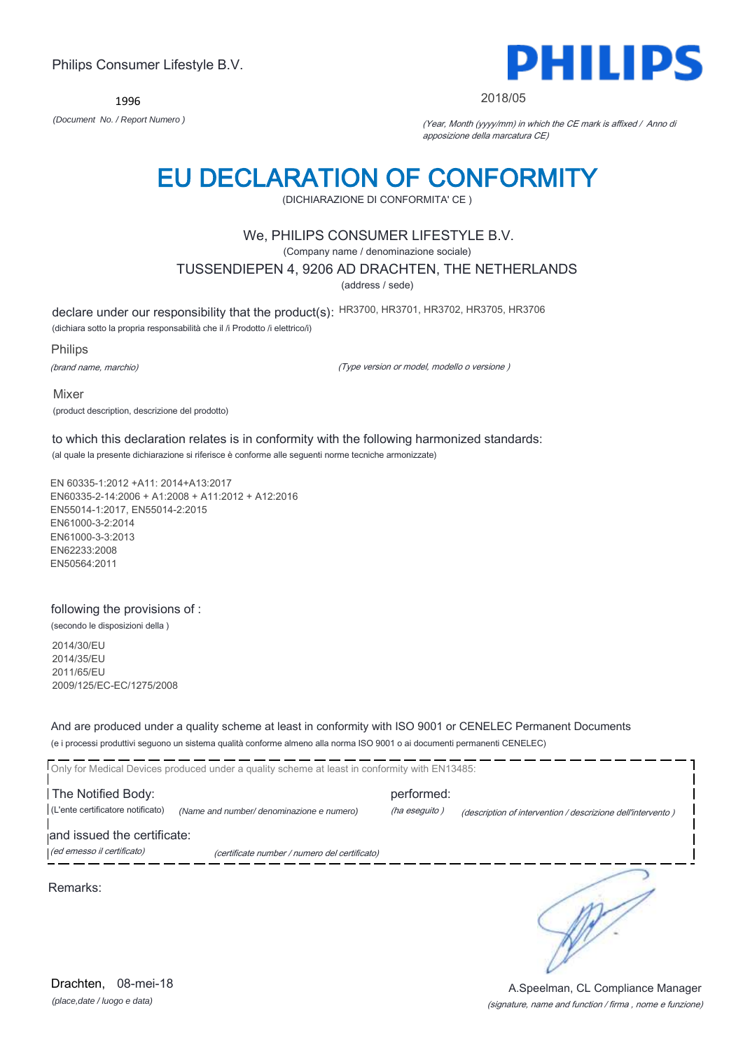Philips Consumer Lifestyle B.V.

1996

*(Document No. / Report Numero )*

**PHILIPS**

2018/05

*(Year, Month (yyyy/mm) in which the CE mark is affixed / Anno di apposizione della marcatura CE)*

# EU DECLARATION OF CONFORMITY

(DICHIARAZIONE DI CONFORMITA' CE )

We, PHILIPS CONSUMER LIFESTYLE B.V.

(Company name / denominazione sociale)

TUSSENDIEPEN 4, 9206 AD DRACHTEN, THE NETHERLANDS

(address / sede)

declare under our responsibility that the product(s): HR3700, HR3701, HR3702, HR3705, HR3706

(dichiara sotto la propria responsabilità che il /i Prodotto /i elettrico/i)

Philips

*(brand name, marchio)*

*(Type version or model, modello o versione )*

Mixer

(product description, descrizione del prodotto)

to which this declaration relates is in conformity with the following harmonized standards:

(al quale la presente dichiarazione si riferisce è conforme alle seguenti norme tecniche armonizzate)

EN 60335-1:2012 +A11: 2014+A13:2017
EN60335-2-14:2006 + A1:2008 + A11:2012 + A12:2016
EN55014-1:2017, EN55014-2:2015
EN61000-3-2:2014
EN61000-3-3:2013
EN62233:2008
EN50564:2011

following the provisions of :

(secondo le disposizioni della )

2014/30/EU
2014/35/EU
2011/65/EU
2009/125/EC-EC/1275/2008

And are produced under a quality scheme at least in conformity with ISO 9001 or CENELEC Permanent Documents

(e i processi produttivi seguono un sistema qualità conforme almeno alla norma ISO 9001 o ai documenti permanenti CENELEC)

Only for Medical Devices produced under a quality scheme at least in conformity with EN13485:

The Notified Body: performed:

(L'ente certificatore notificato) *(Name and number/ denominazione e numero)* *(ha eseguito )* *(description of intervention / descrizione dell'intervento )*

and issued the certificate:

*(ed emesso il certificato)* *(certificate number / numero del certificato)*

Remarks:

Drachten, 08-mei-18

*(place,date / luogo e data)*

A.Speelman, CL Compliance Manager

*(signature, name and function / firma , nome e funzione)*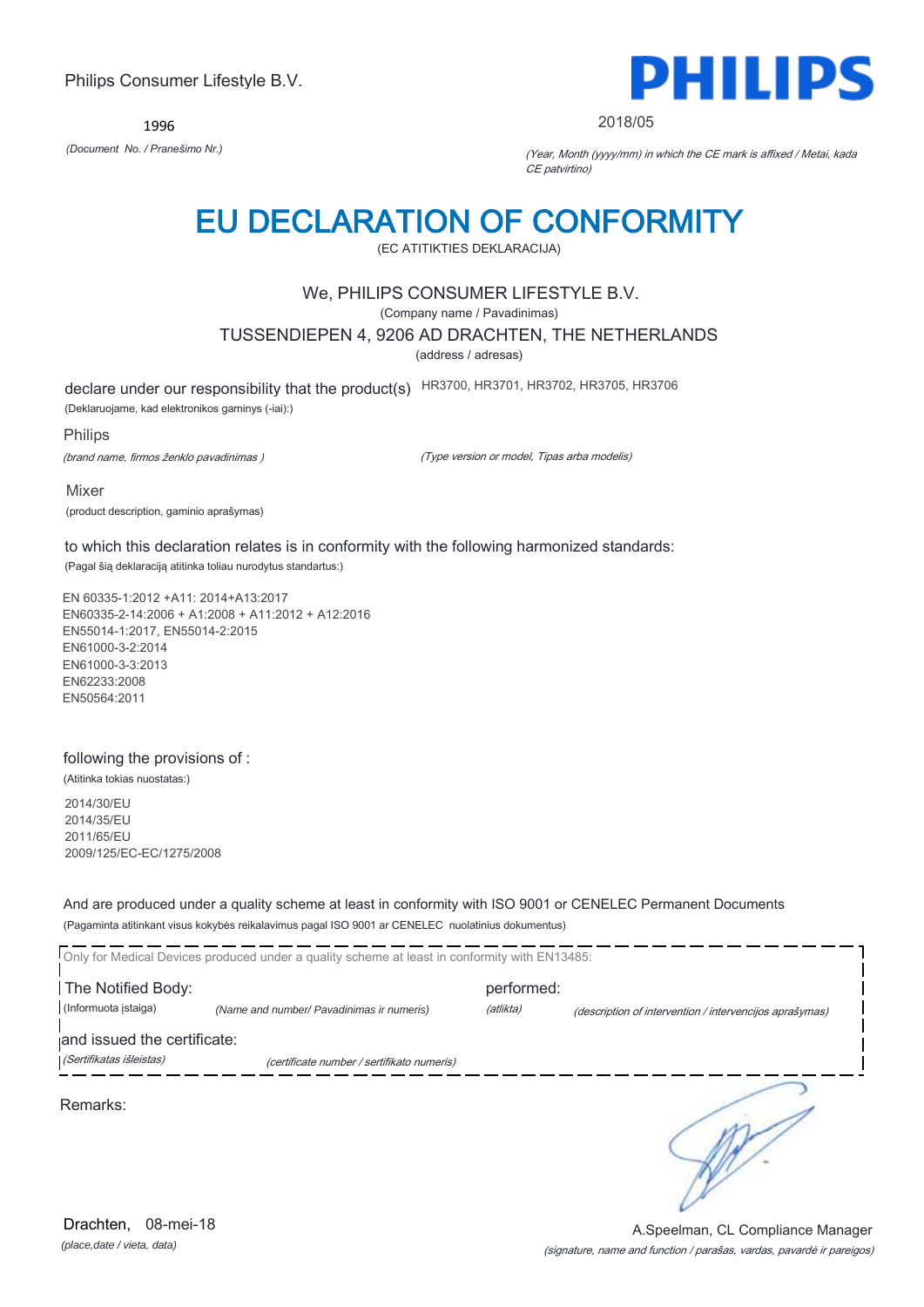Philips Consumer Lifestyle B.V.

**PHILIPS**

1996

*(Document No. / Pranešimo Nr.)*

2018/05

*(Year, Month (yyyy/mm) in which the CE mark is affixed / Metai, kada CE patvirtino)*

# EU DECLARATION OF CONFORMITY

(EC ATITIKTIES DEKLARACIJA)

We, PHILIPS CONSUMER LIFESTYLE B.V.

(Company name / Pavadinimas)

TUSSENDIEPEN 4, 9206 AD DRACHTEN, THE NETHERLANDS

(address / adresas)

declare under our responsibility that the product(s) HR3700, HR3701, HR3702, HR3705, HR3706

(Deklaruojame, kad elektronikos gaminys (-iai):)

Philips

*(brand name, firmos ženklo pavadinimas )*

*(Type version or model, Tipas arba modelis)*

Mixer

(product description, gaminio aprašymas)

to which this declaration relates is in conformity with the following harmonized standards:

(Pagal šią deklaraciją atitinka toliau nurodytus standartus:)

EN 60335-1:2012 +A11: 2014+A13:2017
EN60335-2-14:2006 + A1:2008 + A11:2012 + A12:2016
EN55014-1:2017, EN55014-2:2015
EN61000-3-2:2014
EN61000-3-3:2013
EN62233:2008
EN50564:2011

following the provisions of :

(Atitinka tokias nuostatas:)

2014/30/EU
2014/35/EU
2011/65/EU
2009/125/EC-EC/1275/2008

And are produced under a quality scheme at least in conformity with ISO 9001 or CENELEC Permanent Documents

(Pagaminta atitinkant visus kokybės reikalavimus pagal ISO 9001 ar CENELEC nuolatinius dokumentus)

Only for Medical Devices produced under a quality scheme at least in conformity with EN13485:

The Notified Body: *(Name and number/ Pavadinimas ir numeris)* performed: *(description of intervention / intervencijos aprašymas)*

(Informuota įstaiga) *(atlikta)*

and issued the certificate: *(certificate number / sertifikato numeris)*

*(Sertifikatas išleistas)*

Remarks:

Drachten, 08-mei-18

*(place,date / vieta, data)*

A.Speelman, CL Compliance Manager

*(signature, name and function / parašas, vardas, pavardė ir pareigos)*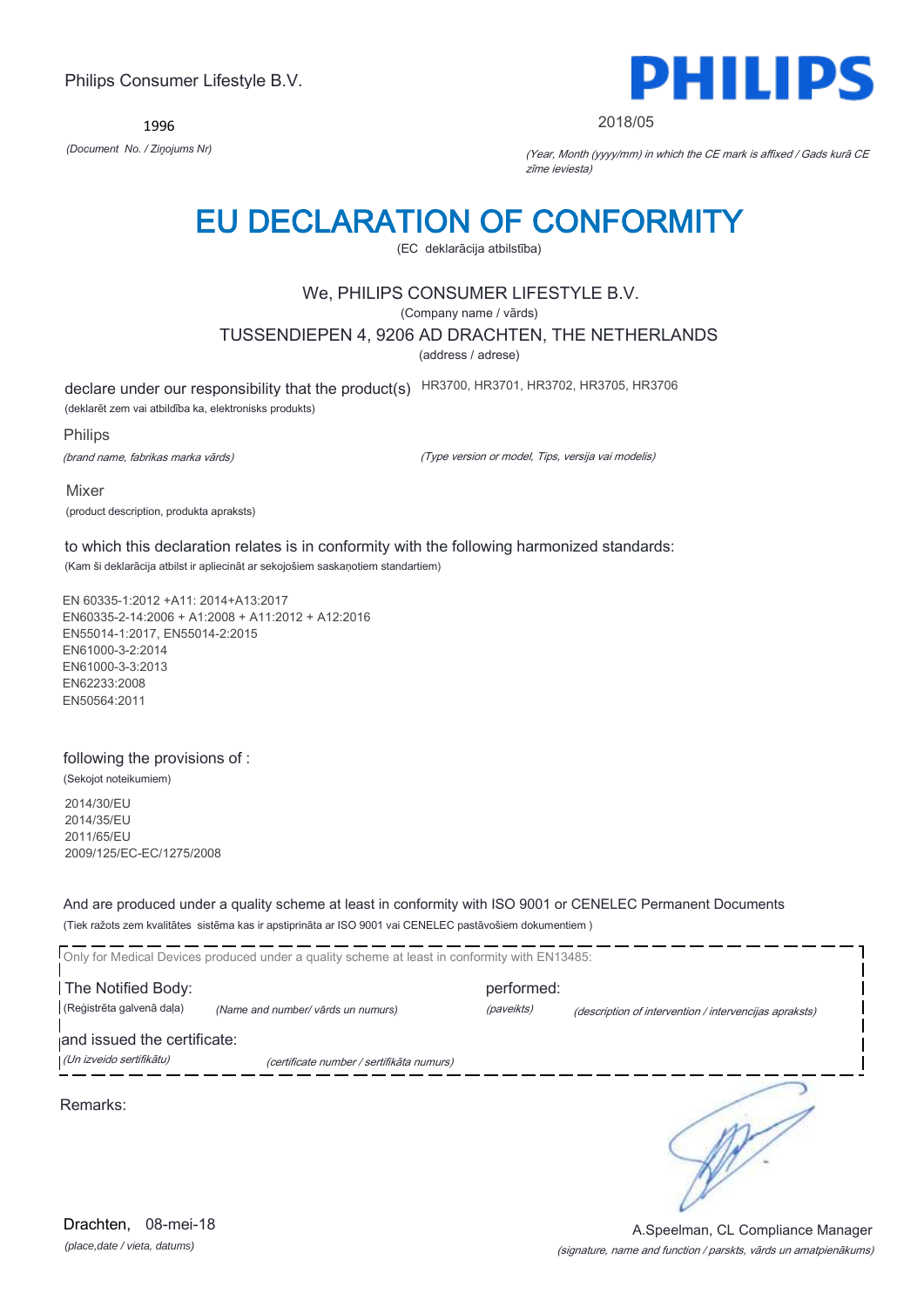Philips Consumer Lifestyle B.V.

1996

*(Document No. / Ziņojums Nr)*

**PHILIPS**

2018/05

*(Year, Month (yyyy/mm) in which the CE mark is affixed / Gads kurā CE zīme ieviesta)*

# EU DECLARATION OF CONFORMITY

(EC deklarācija atbilstība)

We, PHILIPS CONSUMER LIFESTYLE B.V.

(Company name / vārds)

TUSSENDIEPEN 4, 9206 AD DRACHTEN, THE NETHERLANDS

(address / adrese)

declare under our responsibility that the product(s) HR3700, HR3701, HR3702, HR3705, HR3706

(deklarēt zem vai atbildība ka, elektronisks produkts)

Philips

*(brand name, fabrikas marka vārds)* *(Type version or model, Tips, versija vai modelis)*

Mixer

(product description, produkta apraksts)

to which this declaration relates is in conformity with the following harmonized standards:

(Kam šī deklarācija atbilst ir apliecināt ar sekojošiem saskaņotiem standartiem)

EN 60335-1:2012 +A11: 2014+A13:2017
EN60335-2-14:2006 + A1:2008 + A11:2012 + A12:2016
EN55014-1:2017, EN55014-2:2015
EN61000-3-2:2014
EN61000-3-3:2013
EN62233:2008
EN50564:2011

following the provisions of :

(Sekojot noteikumiem)

2014/30/EU
2014/35/EU
2011/65/EU
2009/125/EC-EC/1275/2008

And are produced under a quality scheme at least in conformity with ISO 9001 or CENELEC Permanent Documents

(Tiek ražots zem kvalitātes sistēma kas ir apstiprināta ar ISO 9001 vai CENELEC pastāvošiem dokumentiem )

Only for Medical Devices produced under a quality scheme at least in conformity with EN13485:

The Notified Body: performed:

(Reģistrēta galvenā daļa) *(Name and number/ vārds un numurs)* *(paveikts)* *(description of intervention / intervencijas apraksts)*

and issued the certificate:

*(Un izveido sertifikātu)* *(certificate number / sertifikāta numurs)*

Remarks:

Drachten, 08-mei-18

*(place,date / vieta, datums)*

A.Speelman, CL Compliance Manager

*(signature, name and function / parskts, vārds un amatpienākums)*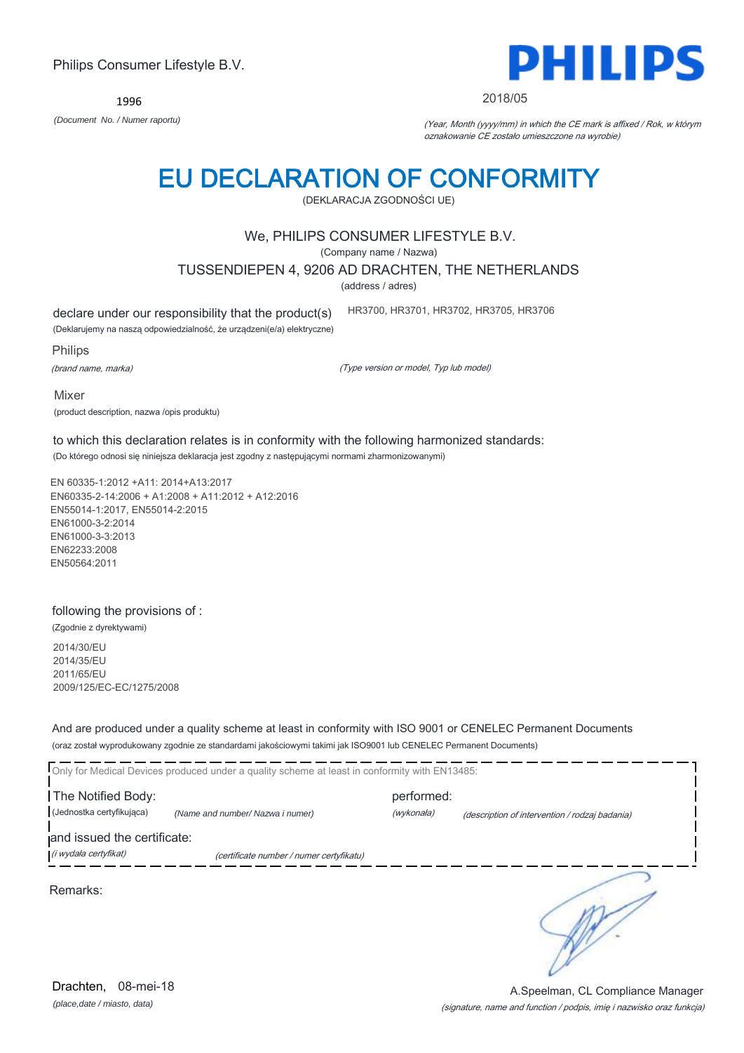Philips Consumer Lifestyle B.V.

**PHILIPS**

1996

*(Document No. / Numer raportu)*

2018/05

*(Year, Month (yyyy/mm) in which the CE mark is affixed / Rok, w którym oznakowanie CE zostało umieszczone na wyrobie)*

# EU DECLARATION OF CONFORMITY

(DEKLARACJA ZGODNOŚCI UE)

We, PHILIPS CONSUMER LIFESTYLE B.V.

(Company name / Nazwa)

TUSSENDIEPEN 4, 9206 AD DRACHTEN, THE NETHERLANDS

(address / adres)

declare under our responsibility that the product(s) HR3700, HR3701, HR3702, HR3705, HR3706

(Deklarujemy na naszą odpowiedzialność, że urządzeni(e/a) elektryczne)

Philips

*(brand name, marka)*

*(Type version or model, Typ lub model)*

Mixer

(product description, nazwa /opis produktu)

to which this declaration relates is in conformity with the following harmonized standards:

(Do którego odnosi się niniejsza deklaracja jest zgodny z następującymi normami zharmonizowanymi)

EN 60335-1:2012 +A11: 2014+A13:2017
EN60335-2-14:2006 + A1:2008 + A11:2012 + A12:2016
EN55014-1:2017, EN55014-2:2015
EN61000-3-2:2014
EN61000-3-3:2013
EN62233:2008
EN50564:2011

following the provisions of :

(Zgodnie z dyrektywami)

2014/30/EU
2014/35/EU
2011/65/EU
2009/125/EC-EC/1275/2008

And are produced under a quality scheme at least in conformity with ISO 9001 or CENELEC Permanent Documents

(oraz został wyprodukowany zgodnie ze standardami jakościowymi takimi jak ISO9001 lub CENELEC Permanent Documents)

Only for Medical Devices produced under a quality scheme at least in conformity with EN13485:

The Notified Body: performed:

(Jednostka certyfikująca) *(Name and number/ Nazwa i numer)* *(wykonała)* *(description of intervention / rodzaj badania)*

and issued the certificate:

*(i wydała certyfikat)* *(certificate number / numer certyfikatu)*

Remarks:

Drachten, 08-mei-18

*(place,date / miasto, data)*

A.Speelman, CL Compliance Manager

*(signature, name and function / podpis, imię i nazwisko oraz funkcja)*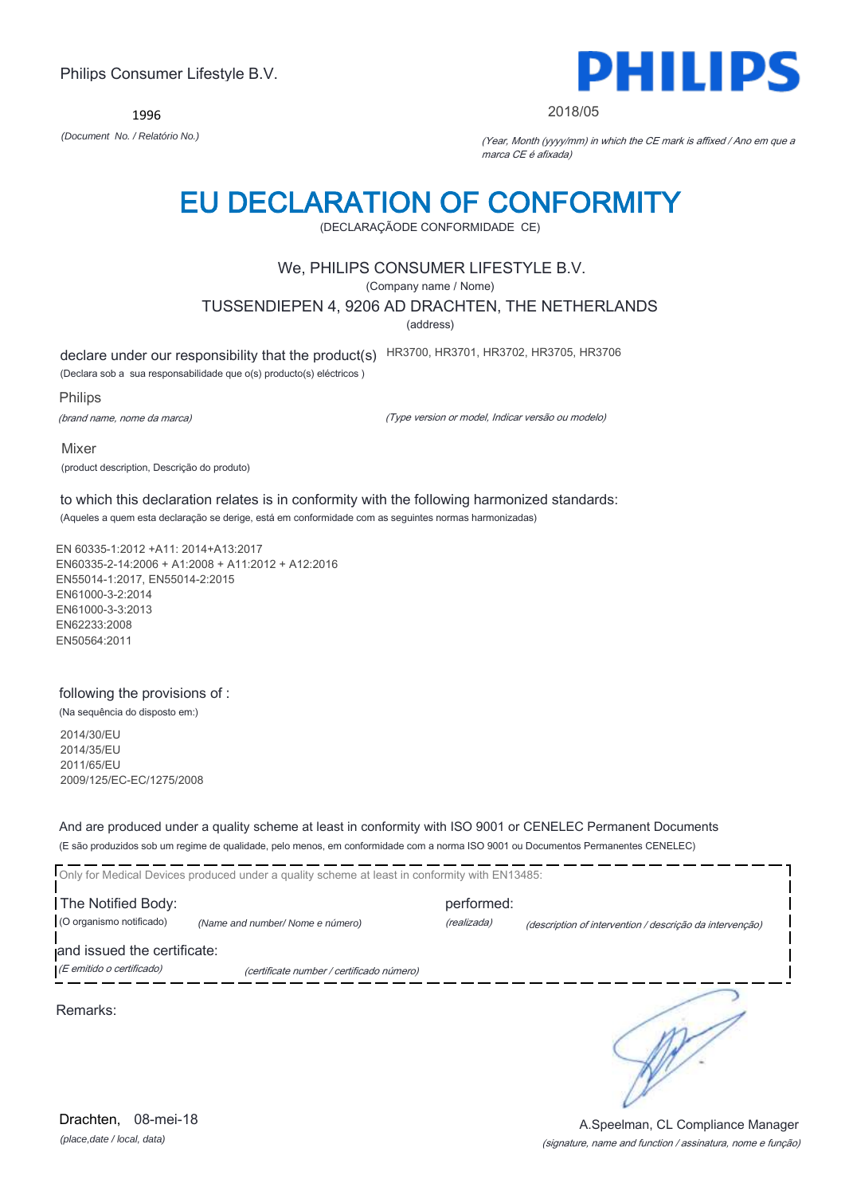Philips Consumer Lifestyle B.V.

1996

*(Document No. / Relatório No.)*

PHILIPS

2018/05

*(Year, Month (yyyy/mm) in which the CE mark is affixed / Ano em que a marca CE é afixada)*

# EU DECLARATION OF CONFORMITY

(DECLARAÇÃODE CONFORMIDADE CE)

We, PHILIPS CONSUMER LIFESTYLE B.V.

(Company name / Nome)

TUSSENDIEPEN 4, 9206 AD DRACHTEN, THE NETHERLANDS

(address)

declare under our responsibility that the product(s) HR3700, HR3701, HR3702, HR3705, HR3706

(Declara sob a sua responsabilidade que o(s) producto(s) eléctricos )

Philips

*(brand name, nome da marca)* *(Type version or model, Indicar versão ou modelo)*

Mixer

(product description, Descrição do produto)

to which this declaration relates is in conformity with the following harmonized standards:

(Aqueles a quem esta declaração se derige, está em conformidade com as seguintes normas harmonizadas)

EN 60335-1:2012 +A11: 2014+A13:2017
EN60335-2-14:2006 + A1:2008 + A11:2012 + A12:2016
EN55014-1:2017, EN55014-2:2015
EN61000-3-2:2014
EN61000-3-3:2013
EN62233:2008
EN50564:2011

following the provisions of :

(Na sequência do disposto em:)

2014/30/EU
2014/35/EU
2011/65/EU
2009/125/EC-EC/1275/2008

And are produced under a quality scheme at least in conformity with ISO 9001 or CENELEC Permanent Documents

(E são produzidos sob um regime de qualidade, pelo menos, em conformidade com a norma ISO 9001 ou Documentos Permanentes CENELEC)

Only for Medical Devices produced under a quality scheme at least in conformity with EN13485:

The Notified Body: performed:

(O organismo notificado) *(Name and number/ Nome e número)* *(realizada)* *(description of intervention / descrição da intervenção)*

and issued the certificate:

*(E emitido o certificado)* *(certificate number / certificado número)*

Remarks:

Drachten, 08-mei-18

*(place,date / local, data)*

A.Speelman, CL Compliance Manager

*(signature, name and function / assinatura, nome e função)*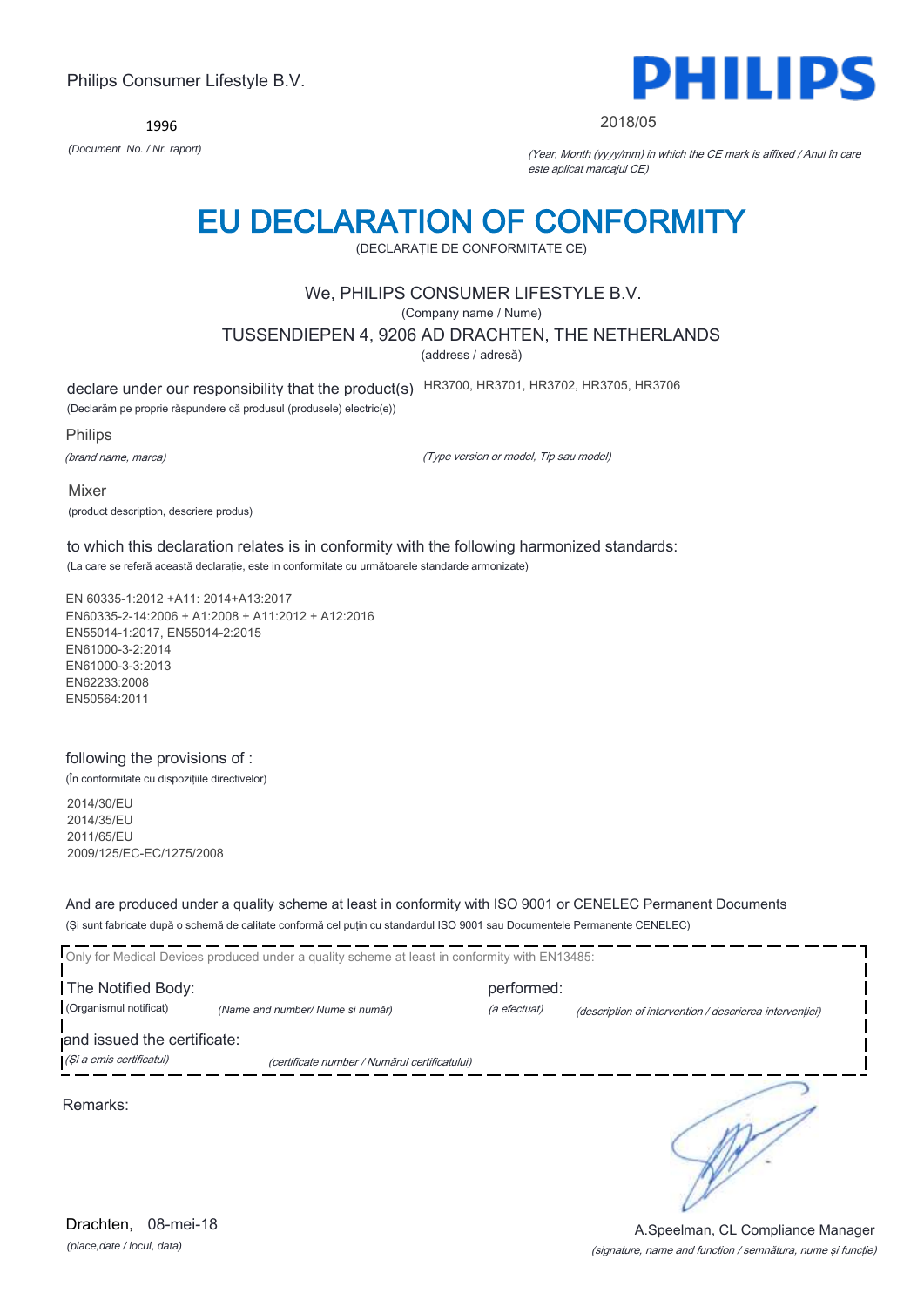Philips Consumer Lifestyle B.V.

1996

*(Document No. / Nr. raport)*

PHILIPS

2018/05

*(Year, Month (yyyy/mm) in which the CE mark is affixed / Anul în care este aplicat marcajul CE)*

# EU DECLARATION OF CONFORMITY

(DECLARAȚIE DE CONFORMITATE CE)

We, PHILIPS CONSUMER LIFESTYLE B.V.

(Company name / Nume)

TUSSENDIEPEN 4, 9206 AD DRACHTEN, THE NETHERLANDS

(address / adresă)

declare under our responsibility that the product(s) HR3700, HR3701, HR3702, HR3705, HR3706

(Declarăm pe proprie răspundere că produsul (produsele) electric(e))

Philips

*(brand name, marca)*

*(Type version or model, Tip sau model)*

Mixer

(product description, descriere produs)

to which this declaration relates is in conformity with the following harmonized standards:

(La care se referă această declarație, este in conformitate cu următoarele standarde armonizate)

EN 60335-1:2012 +A11: 2014+A13:2017
EN60335-2-14:2006 + A1:2008 + A11:2012 + A12:2016
EN55014-1:2017, EN55014-2:2015
EN61000-3-2:2014
EN61000-3-3:2013
EN62233:2008
EN50564:2011

following the provisions of :

(În conformitate cu dispozițiile directivelor)

2014/30/EU
2014/35/EU
2011/65/EU
2009/125/EC-EC/1275/2008

And are produced under a quality scheme at least in conformity with ISO 9001 or CENELEC Permanent Documents

(Și sunt fabricate după o schemă de calitate conformă cel puțin cu standardul ISO 9001 sau Documentele Permanente CENELEC)

Only for Medical Devices produced under a quality scheme at least in conformity with EN13485:

The Notified Body: (Organismul notificat) *(Name and number/ Nume si număr)* performed: *(a efectuat)* *(description of intervention / descrierea intervenției)*

and issued the certificate: *(Și a emis certificatul)* *(certificate number / Numărul certificatului)*

Remarks:

Drachten, 08-mei-18

*(place,date / locul, data)*

A.Speelman, CL Compliance Manager

*(signature, name and function / semnătura, nume și funcție)*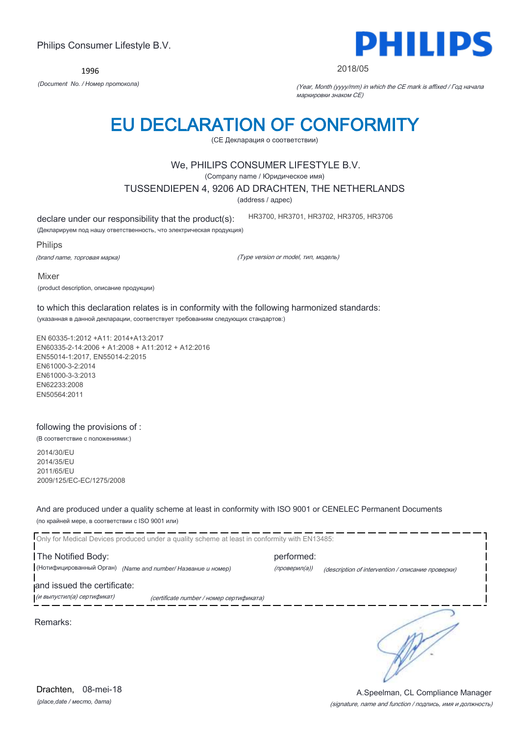Philips Consumer Lifestyle B.V.

**PHILIPS**

1996

*(Document No. / Номер протокола)*

2018/05

*(Year, Month (yyyy/mm) in which the CE mark is affixed / Год начала маркировки знаком CE)*

# EU DECLARATION OF CONFORMITY

(CE Декларация о соответствии)

We, PHILIPS CONSUMER LIFESTYLE B.V.

(Company name / Юридическое имя)

TUSSENDIEPEN 4, 9206 AD DRACHTEN, THE NETHERLANDS

(address / адрес)

declare under our responsibility that the product(s): HR3700, HR3701, HR3702, HR3705, HR3706

(Декларируем под нашу ответственность, что электрическая продукция)

Philips

*(brand name, торговая марка)*

*(Type version or model, тип, модель)*

Mixer

(product description, описание продукции)

to which this declaration relates is in conformity with the following harmonized standards:

(указанная в данной декларации, соответствует требованиям следующих стандартов:)

EN 60335-1:2012 +A11: 2014+A13:2017
EN60335-2-14:2006 + A1:2008 + A11:2012 + A12:2016
EN55014-1:2017, EN55014-2:2015
EN61000-3-2:2014
EN61000-3-3:2013
EN62233:2008
EN50564:2011

following the provisions of :

(В соответствие с положениями:)

2014/30/EU
2014/35/EU
2011/65/EU
2009/125/EC-EC/1275/2008

And are produced under a quality scheme at least in conformity with ISO 9001 or CENELEC Permanent Documents

(по крайней мере, в соответствии с ISO 9001 или)

Only for Medical Devices produced under a quality scheme at least in conformity with EN13485:

The Notified Body: performed:

(Нотифицированный Орган) *(Name and number/ Название и номер)* *(проверил(а))* *(description of intervention / описание проверки)*

and issued the certificate:

*(и выпустил(а) сертификат)* *(certificate number / номер сертификата)*

Remarks:

Drachten, 08-mei-18

*(place,date / место, дата)*

A.Speelman, CL Compliance Manager

*(signature, name and function / подпись, имя и должность)*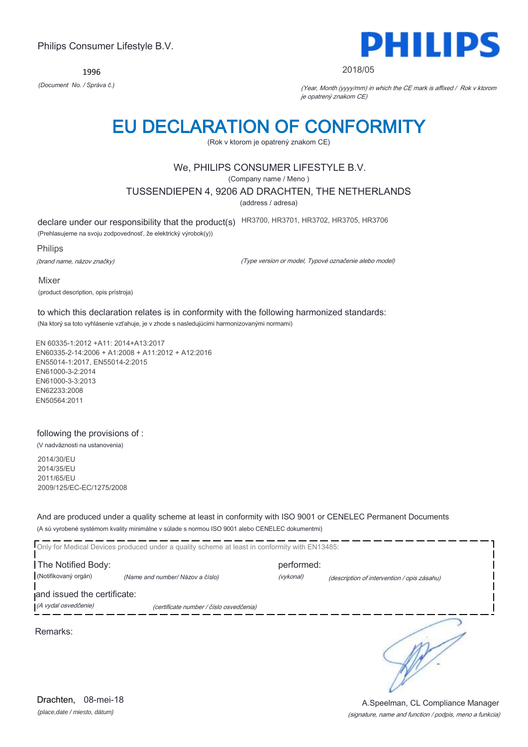Philips Consumer Lifestyle B.V.

1996

*(Document No. / Správa č.)*

PHILIPS

2018/05

*(Year, Month (yyyy/mm) in which the CE mark is affixed / Rok v ktorom je opatrený znakom CE)*

# EU DECLARATION OF CONFORMITY

(Rok v ktorom je opatrený znakom CE)

We, PHILIPS CONSUMER LIFESTYLE B.V.

(Company name / Meno )

TUSSENDIEPEN 4, 9206 AD DRACHTEN, THE NETHERLANDS

(address / adresa)

declare under our responsibility that the product(s) HR3700, HR3701, HR3702, HR3705, HR3706

(Prehlasujeme na svoju zodpovednosť, že elektrický výrobok(y))

Philips

*(brand name, názov značky)*

*(Type version or model, Typové označenie alebo model)*

Mixer

(product description, opis prístroja)

to which this declaration relates is in conformity with the following harmonized standards:

(Na ktorý sa toto vyhlásenie vzťahuje, je v zhode s nasledujúcimi harmonizovanými normami)

EN 60335-1:2012 +A11: 2014+A13:2017
EN60335-2-14:2006 + A1:2008 + A11:2012 + A12:2016
EN55014-1:2017, EN55014-2:2015
EN61000-3-2:2014
EN61000-3-3:2013
EN62233:2008
EN50564:2011

following the provisions of :

(V nadväznosti na ustanovenia)

2014/30/EU
2014/35/EU
2011/65/EU
2009/125/EC-EC/1275/2008

And are produced under a quality scheme at least in conformity with ISO 9001 or CENELEC Permanent Documents

(A sú vyrobené systémom kvality minimálne v súlade s normou ISO 9001 alebo CENELEC dokumentmi)

Only for Medical Devices produced under a quality scheme at least in conformity with EN13485:

The Notified Body: performed:

(Notifikovaný orgán) *(Name and number/ Názov a číslo)* *(vykonal)* *(description of intervention / opis zásahu)*

and issued the certificate:

*(A vydal osvedčenie)* *(certificate number / číslo osvedčenia)*

Remarks:

Drachten, 08-mei-18

*(place,date / miesto, dátum)*

A.Speelman, CL Compliance Manager

*(signature, name and function / podpis, meno a funkcia)*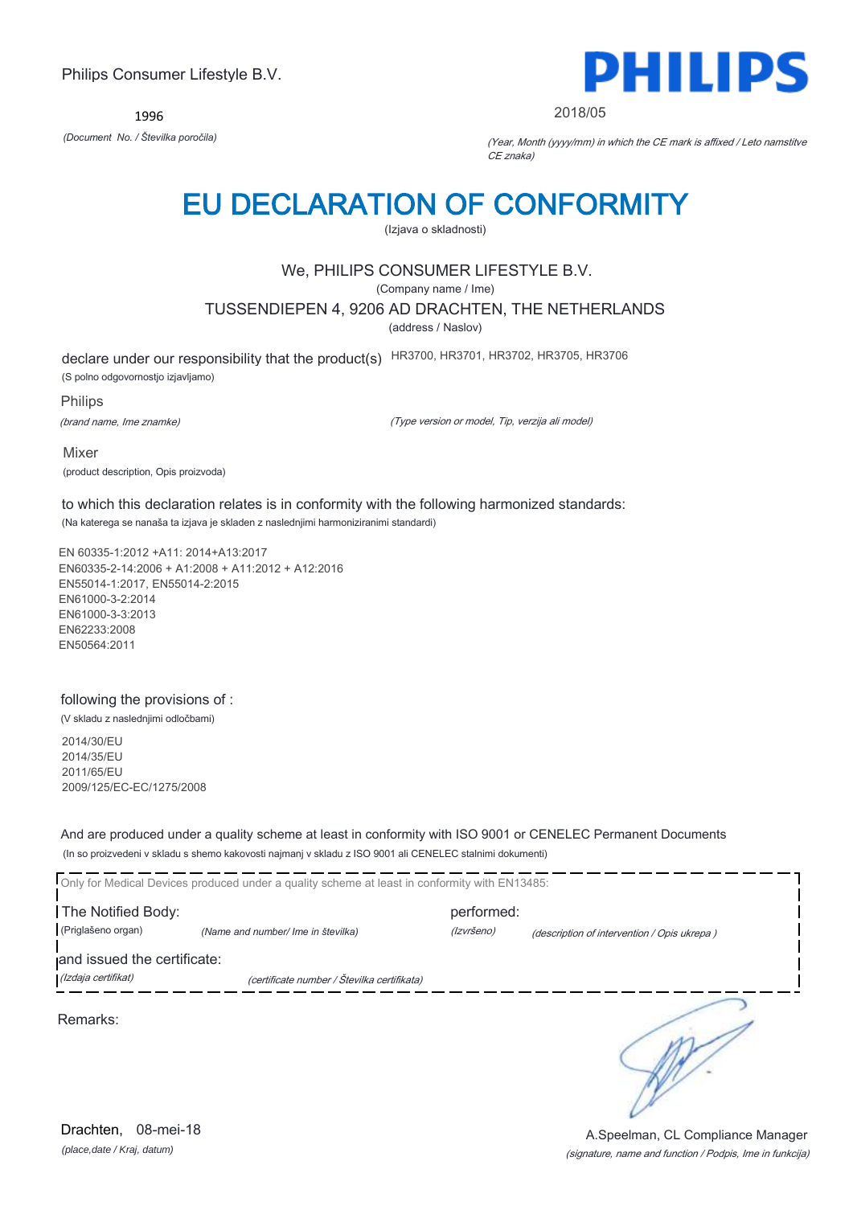Philips Consumer Lifestyle B.V.

1996

*(Document No. / Številka poročila)*

2018/05

*(Year, Month (yyyy/mm) in which the CE mark is affixed / Leto namstitve CE znaka)*

# EU DECLARATION OF CONFORMITY

(Izjava o skladnosti)

We, PHILIPS CONSUMER LIFESTYLE B.V.

(Company name / Ime)

TUSSENDIEPEN 4, 9206 AD DRACHTEN, THE NETHERLANDS

(address / Naslov)

declare under our responsibility that the product(s) HR3700, HR3701, HR3702, HR3705, HR3706

(S polno odgovornostjo izjavljamo)

Philips

*(brand name, Ime znamke)*

*(Type version or model, Tip, verzija ali model)*

Mixer

(product description, Opis proizvoda)

to which this declaration relates is in conformity with the following harmonized standards:

(Na katerega se nanaša ta izjava je skladen z naslednjimi harmoniziranimi standardi)

EN 60335-1:2012 +A11: 2014+A13:2017
EN60335-2-14:2006 + A1:2008 + A11:2012 + A12:2016
EN55014-1:2017, EN55014-2:2015
EN61000-3-2:2014
EN61000-3-3:2013
EN62233:2008
EN50564:2011

following the provisions of :

(V skladu z naslednjimi odločbami)

2014/30/EU
2014/35/EU
2011/65/EU
2009/125/EC-EC/1275/2008

And are produced under a quality scheme at least in conformity with ISO 9001 or CENELEC Permanent Documents

(In so proizvedeni v skladu s shemo kakovosti najmanj v skladu z ISO 9001 ali CENELEC stalnimi dokumenti)

Only for Medical Devices produced under a quality scheme at least in conformity with EN13485:

The Notified Body: performed:

(Priglašeno organ) *(Name and number/ Ime in številka)* *(Izvršeno)* *(description of intervention / Opis ukrepa )*

and issued the certificate:

*(Izdaja certifikat)* *(certificate number / Številka certifikata)*

Remarks:

Drachten, 08-mei-18

*(place,date / Kraj, datum)*

A.Speelman, CL Compliance Manager

*(signature, name and function / Podpis, Ime in funkcija)*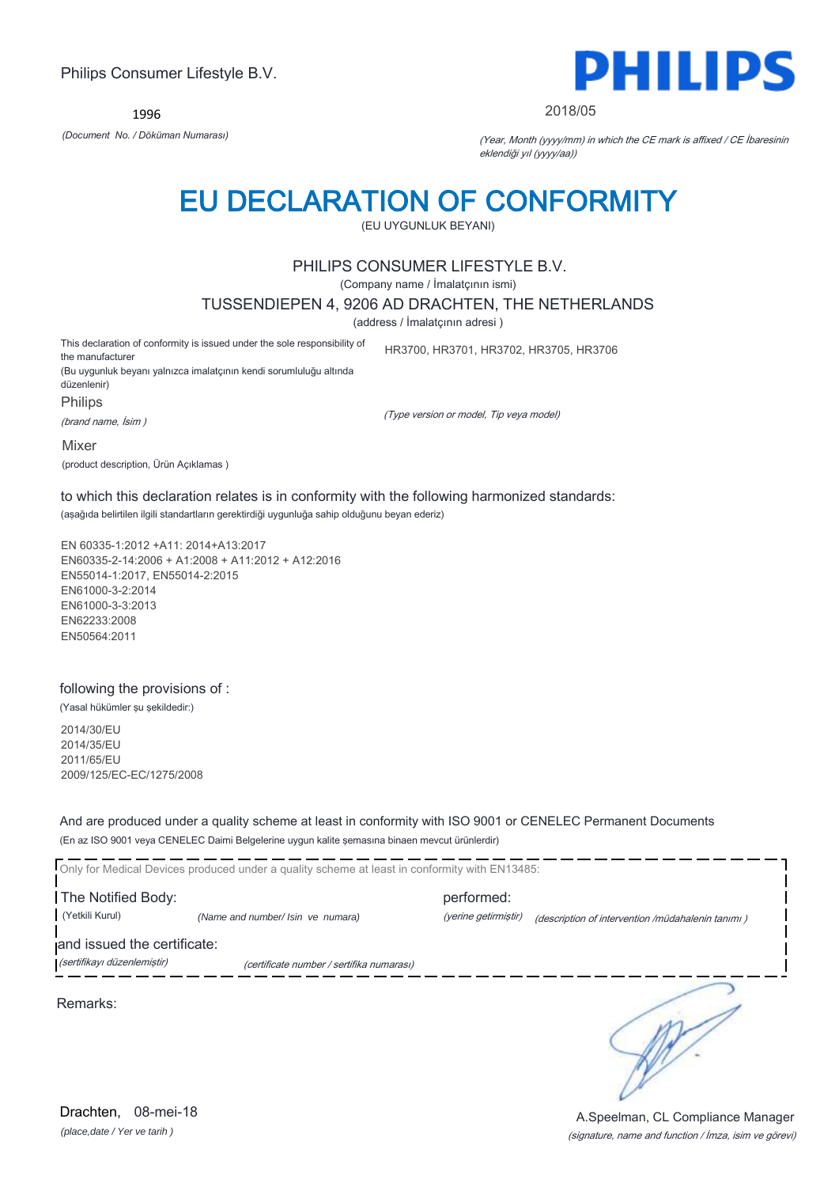Philips Consumer Lifestyle B.V.

1996

*(Document No. / Döküman Numarası)*

PHILIPS

2018/05

*(Year, Month (yyyy/mm) in which the CE mark is affixed / CE İbaresinin eklendiği yıl (yyyy/aa))*

# EU DECLARATION OF CONFORMITY

(EU UYGUNLUK BEYANI)

PHILIPS CONSUMER LIFESTYLE B.V.

(Company name / İmalatçının ismi)

TUSSENDIEPEN 4, 9206 AD DRACHTEN, THE NETHERLANDS

(address / İmalatçının adresi )

This declaration of conformity is issued under the sole responsibility of the manufacturer

(Bu uygunluk beyanı yalnızca imalatçının kendi sorumluluğu altında düzenlenir)

HR3700, HR3701, HR3702, HR3705, HR3706

Philips

*(brand name, İsim )*

*(Type version or model, Tip veya model)*

Mixer

(product description, Ürün Açıklamas )

to which this declaration relates is in conformity with the following harmonized standards:

(aşağıda belirtilen ilgili standartların gerektirdiği uygunluğa sahip olduğunu beyan ederiz)

EN 60335-1:2012 +A11: 2014+A13:2017
EN60335-2-14:2006 + A1:2008 + A11:2012 + A12:2016
EN55014-1:2017, EN55014-2:2015
EN61000-3-2:2014
EN61000-3-3:2013
EN62233:2008
EN50564:2011

following the provisions of :

(Yasal hükümler şu şekildedir:)

2014/30/EU
2014/35/EU
2011/65/EU
2009/125/EC-EC/1275/2008

And are produced under a quality scheme at least in conformity with ISO 9001 or CENELEC Permanent Documents

(En az ISO 9001 veya CENELEC Daimi Belgelerine uygun kalite şemasına binaen mevcut ürünlerdir)

Only for Medical Devices produced under a quality scheme at least in conformity with EN13485:

The Notified Body: performed:

(Yetkili Kurul) *(Name and number/ Isin ve numara)* *(yerine getirmiştir)* *(description of intervention /müdahalenin tanımı )*

and issued the certificate:

*(sertifikayı düzenlemiştir)* *(certificate number / sertifika numarası)*

Remarks:

Drachten, 08-mei-18

*(place,date / Yer ve tarih )*

A.Speelman, CL Compliance Manager

*(signature, name and function / İmza, isim ve görevi)*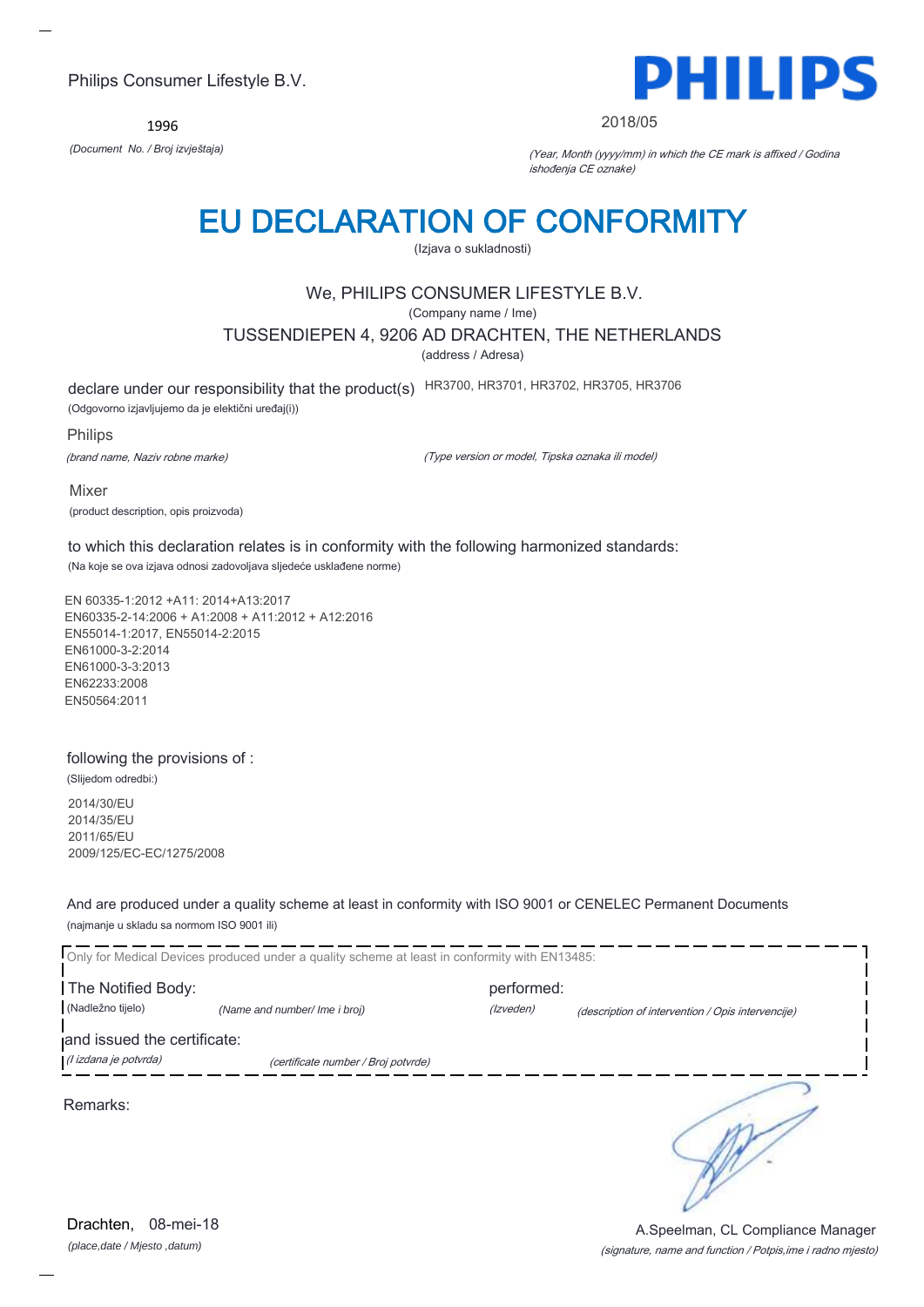Philips Consumer Lifestyle B.V.

PHILIPS

1996

*(Document No. / Broj izvještaja)*

2018/05

*(Year, Month (yyyy/mm) in which the CE mark is affixed / Godina ishođenja CE oznake)*

# EU DECLARATION OF CONFORMITY

(Izjava o sukladnosti)

We, PHILIPS CONSUMER LIFESTYLE B.V.

(Company name / Ime)

TUSSENDIEPEN 4, 9206 AD DRACHTEN, THE NETHERLANDS

(address / Adresa)

declare under our responsibility that the product(s) HR3700, HR3701, HR3702, HR3705, HR3706

(Odgovorno izjavljujemo da je električni uređaj(i))

Philips

*(brand name, Naziv robne marke)*

*(Type version or model, Tipska oznaka ili model)*

Mixer

(product description, opis proizvoda)

to which this declaration relates is in conformity with the following harmonized standards:

(Na koje se ova izjava odnosi zadovoljava sljedeće usklađene norme)

EN 60335-1:2012 +A11: 2014+A13:2017
EN60335-2-14:2006 + A1:2008 + A11:2012 + A12:2016
EN55014-1:2017, EN55014-2:2015
EN61000-3-2:2014
EN61000-3-3:2013
EN62233:2008
EN50564:2011

following the provisions of :

(Slijedom odredbi:)

2014/30/EU
2014/35/EU
2011/65/EU
2009/125/EC-EC/1275/2008

And are produced under a quality scheme at least in conformity with ISO 9001 or CENELEC Permanent Documents

(najmanje u skladu sa normom ISO 9001 ili)

Only for Medical Devices produced under a quality scheme at least in conformity with EN13485:

The Notified Body: performed:

(Nadležno tijelo) *(Name and number/ Ime i broj)* *(Izveden)* *(description of intervention / Opis intervencije)*

and issued the certificate:

*(I izdana je potvrda)* *(certificate number / Broj potvrde)*

Remarks:

Drachten, 08-mei-18

*(place,date / Mjesto ,datum)*

A.Speelman, CL Compliance Manager

*(signature, name and function / Potpis,ime i radno mjesto)*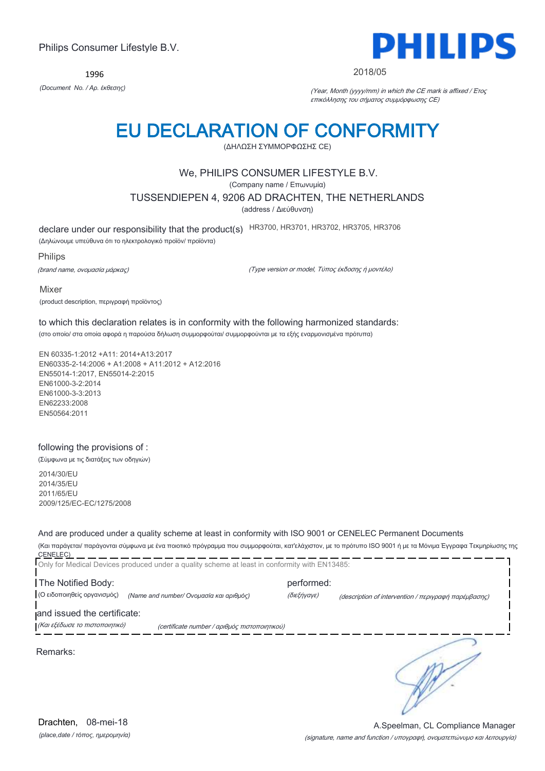Philips Consumer Lifestyle B.V.

1996

*(Document No. / Αρ. έκθεσης)*

PHILIPS

2018/05

*(Year, Month (yyyy/mm) in which the CE mark is affixed / Έτος επικόλλησης του σήματος συμμόρφωσης CE)*

# EU DECLARATION OF CONFORMITY

(ΔΗΛΩΣΗ ΣΥΜΜΟΡΦΩΣΗΣ CE)

We, PHILIPS CONSUMER LIFESTYLE B.V.

(Company name / Επωνυμία)

TUSSENDIEPEN 4, 9206 AD DRACHTEN, THE NETHERLANDS

(address / Διεύθυνση)

declare under our responsibility that the product(s) HR3700, HR3701, HR3702, HR3705, HR3706

(Δηλώνουμε υπεύθυνα ότι το ηλεκτρολογικό προϊόν/ προϊόντα)

Philips

*(brand name, ονομασία μάρκας)*

*(Type version or model, Τύπος έκδοσης ή μοντέλο)*

Mixer

(product description, περιγραφή προϊόντος)

to which this declaration relates is in conformity with the following harmonized standards:

(στο οποίο/ στα οποία αφορά η παρούσα δήλωση συμμορφούται/ συμμορφούνται με τα εξής εναρμονισμένα πρότυπα)

EN 60335-1:2012 +A11: 2014+A13:2017
EN60335-2-14:2006 + A1:2008 + A11:2012 + A12:2016
EN55014-1:2017, EN55014-2:2015
EN61000-3-2:2014
EN61000-3-3:2013
EN62233:2008
EN50564:2011

following the provisions of :

(Σύμφωνα με τις διατάξεις των οδηγιών)

2014/30/EU
2014/35/EU
2011/65/EU
2009/125/EC-EC/1275/2008

And are produced under a quality scheme at least in conformity with ISO 9001 or CENELEC Permanent Documents

(Και παράγεται/ παράγονται σύμφωνα με ένα ποιοτικό πρόγραμμα που συμμορφούται, κατ'ελάχιστον, με το πρότυπο ISO 9001 ή με τα Μόνιμα Έγγραφα Τεκμηρίωσης της CENELEC)

Only for Medical Devices produced under a quality scheme at least in conformity with EN13485:

The Notified Body: performed:

(Ο ειδοποιηθείς οργανισμός) *(Name and number/ Ονομασία και αριθμός)* *(διεξήγαγε)* *(description of intervention / περιγραφή παρέμβασης)*

and issued the certificate:

*(Και εξέδωσε το πιστοποιητικό)* *(certificate number / αριθμός πιστοποιητικού)*

Remarks:

Drachten, 08-mei-18

*(place,date / τόπος, ημερομηνία)*

A.Speelman, CL Compliance Manager

*(signature, name and function / υπογραφή, ονοματεπώνυμο και λειτουργία)*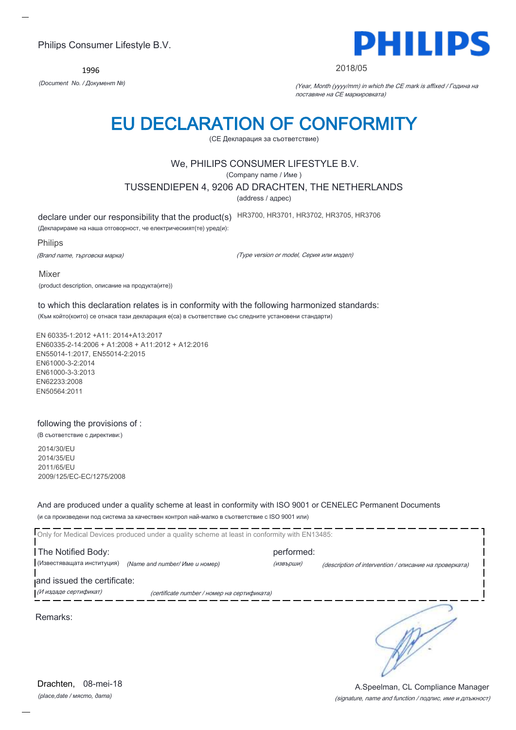Philips Consumer Lifestyle B.V.

1996

*(Document No. / Документ №)*

PHILIPS

2018/05

*(Year, Month (yyyy/mm) in which the CE mark is affixed / Година на поставяне на CE маркировката)*

# EU DECLARATION OF CONFORMITY

(CE Декларация за съответствие)

We, PHILIPS CONSUMER LIFESTYLE B.V.

(Company name / Име )

TUSSENDIEPEN 4, 9206 AD DRACHTEN, THE NETHERLANDS

(address / адрес)

declare under our responsibility that the product(s) HR3700, HR3701, HR3702, HR3705, HR3706

(Декларираме на наша отговорност, че електрическият(те) уред(и):

Philips

*(Brand name, търговска марка)* *(Type version or model, Серия или модел)*

Mixer

(product description, описание на продукта(ите))

to which this declaration relates is in conformity with the following harmonized standards:

(Към който(които) се отнася тази декларация е(са) в съответствие със следните установени стандарти)

EN 60335-1:2012 +A11: 2014+A13:2017
EN60335-2-14:2006 + A1:2008 + A11:2012 + A12:2016
EN55014-1:2017, EN55014-2:2015
EN61000-3-2:2014
EN61000-3-3:2013
EN62233:2008
EN50564:2011

following the provisions of :

(В съответствие с директиви:)

2014/30/EU
2014/35/EU
2011/65/EU
2009/125/EC-EC/1275/2008

And are produced under a quality scheme at least in conformity with ISO 9001 or CENELEC Permanent Documents

(и са произведени под система за качествен контрол най-малко в съответствие с ISO 9001 или)

Only for Medical Devices produced under a quality scheme at least in conformity with EN13485:

The Notified Body: performed:

(Известяващата институция) *(Name and number/ Име и номер)* *(извърши)* *(description of intervention / описание на проверката)*

and issued the certificate:

*(И издаде сертификат)* *(certificate number / номер на сертификата)*

Remarks:

Drachten, 08-mei-18

*(place,date / място, дата)*

A.Speelman, CL Compliance Manager

*(signature, name and function / подпис, име и длъжност)*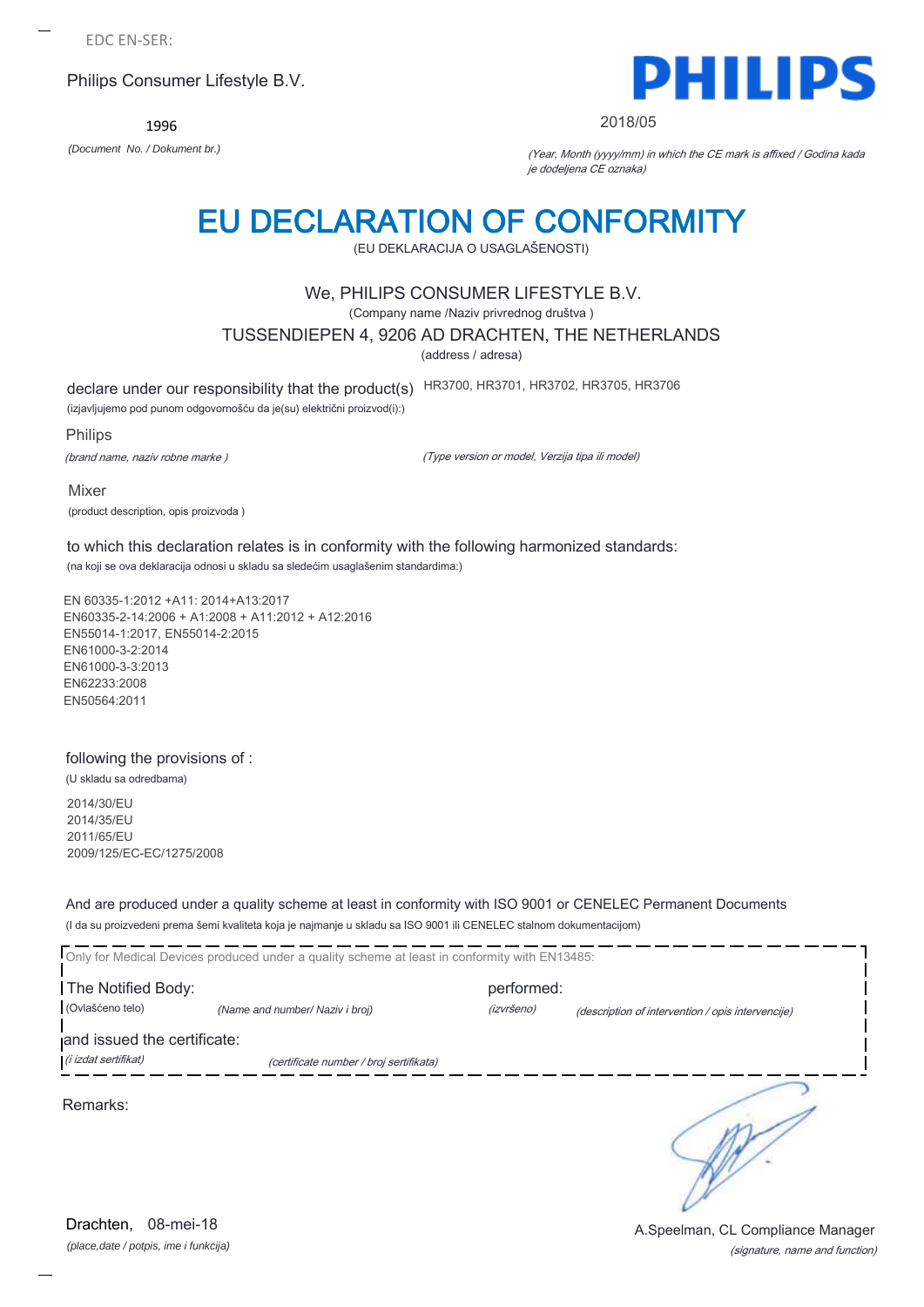EDC EN-SER:

Philips Consumer Lifestyle B.V.

1996

*(Document No. / Dokument br.)*

PHILIPS

2018/05

*(Year, Month (yyyy/mm) in which the CE mark is affixed / Godina kada je dodeljena CE oznaka)*

# EU DECLARATION OF CONFORMITY

(EU DEKLARACIJA O USAGLAŠENOSTI)

We, PHILIPS CONSUMER LIFESTYLE B.V.

(Company name /Naziv privrednog društva )

TUSSENDIEPEN 4, 9206 AD DRACHTEN, THE NETHERLANDS

(address / adresa)

declare under our responsibility that the product(s) HR3700, HR3701, HR3702, HR3705, HR3706

(izjavljujemo pod punom odgovornošću da je(su) električni proizvod(i):)

Philips

*(brand name, naziv robne marke )*

*(Type version or model, Verzija tipa ili model)*

Mixer

(product description, opis proizvoda )

to which this declaration relates is in conformity with the following harmonized standards:

(na koji se ova deklaracija odnosi u skladu sa sledećim usaglašenim standardima:)

EN 60335-1:2012 +A11: 2014+A13:2017
EN60335-2-14:2006 + A1:2008 + A11:2012 + A12:2016
EN55014-1:2017, EN55014-2:2015
EN61000-3-2:2014
EN61000-3-3:2013
EN62233:2008
EN50564:2011

following the provisions of :

(U skladu sa odredbama)

2014/30/EU
2014/35/EU
2011/65/EU
2009/125/EC-EC/1275/2008

And are produced under a quality scheme at least in conformity with ISO 9001 or CENELEC Permanent Documents

(I da su proizvedeni prema šemi kvaliteta koja je najmanje u skladu sa ISO 9001 ili CENELEC stalnom dokumentacijom)

Only for Medical Devices produced under a quality scheme at least in conformity with EN13485:

The Notified Body: performed:

(Ovlašćeno telo) *(Name and number/ Naziv i broj)* *(izvršeno)* *(description of intervention / opis intervencije)*

and issued the certificate:

*(i izdat sertifikat)* *(certificate number / broj sertifikata)*

Remarks:

Drachten, 08-mei-18

*(place,date / potpis, ime i funkcija)*

A.Speelman, CL Compliance Manager

*(signature, name and function)*